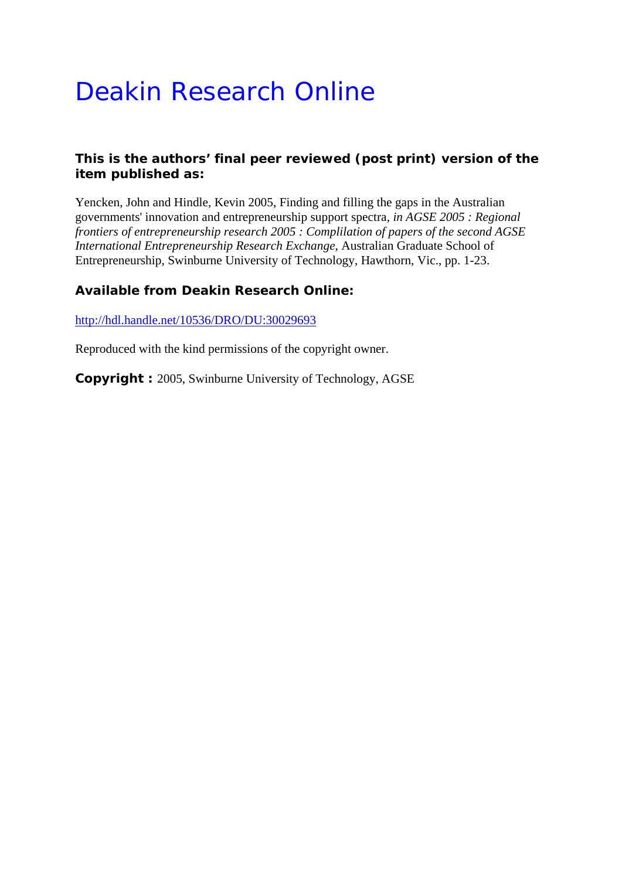# Deakin Research Online

**This is the authors' final peer reviewed (post print) version of the item published as:**

Yencken, John and Hindle, Kevin 2005, Finding and filling the gaps in the Australian governments' innovation and entrepreneurship support spectra, *in AGSE 2005 : Regional frontiers of entrepreneurship research 2005 : Complilation of papers of the second AGSE International Entrepreneurship Research Exchange*, Australian Graduate School of Entrepreneurship, Swinburne University of Technology, Hawthorn, Vic., pp. 1-23.

**Available from Deakin Research Online:**

http://hdl.handle.net/10536/DRO/DU:30029693

Reproduced with the kind permissions of the copyright owner.

**Copyright :** 2005, Swinburne University of Technology, AGSE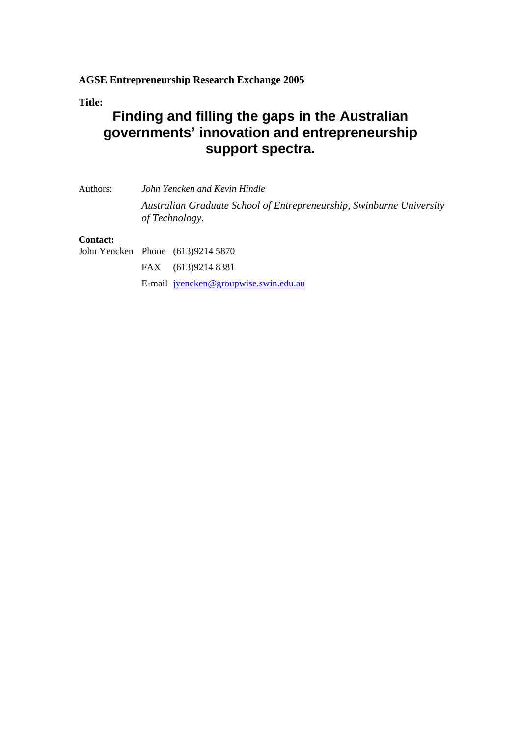**AGSE Entrepreneurship Research Exchange 2005**

**Title:**

# Finding and filling the gaps in the Australian governments' innovation and entrepreneurship support spectra.

Authors: *John Yencken and Kevin Hindle*

*Australian Graduate School of Entrepreneurship, Swinburne University of Technology.*

**Contact:**

John Yencken Phone (613)9214 5870

FAX (613)9214 8381

E-mail jyencken@groupwise.swin.edu.au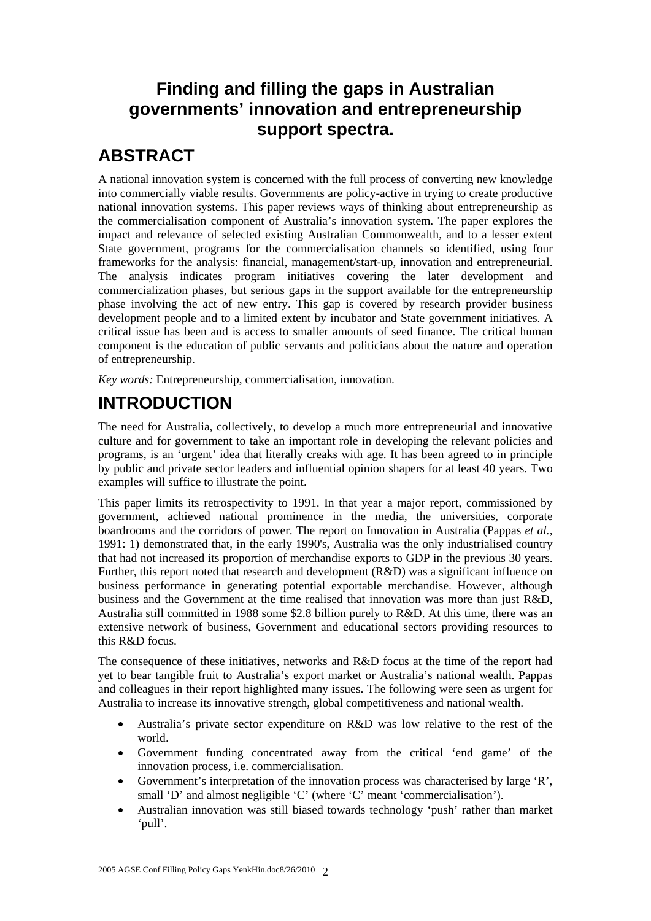# Finding and filling the gaps in Australian governments' innovation and entrepreneurship support spectra.

## ABSTRACT

A national innovation system is concerned with the full process of converting new knowledge into commercially viable results. Governments are policy-active in trying to create productive national innovation systems. This paper reviews ways of thinking about entrepreneurship as the commercialisation component of Australia's innovation system. The paper explores the impact and relevance of selected existing Australian Commonwealth, and to a lesser extent State government, programs for the commercialisation channels so identified, using four frameworks for the analysis: financial, management/start-up, innovation and entrepreneurial. The analysis indicates program initiatives covering the later development and commercialization phases, but serious gaps in the support available for the entrepreneurship phase involving the act of new entry. This gap is covered by research provider business development people and to a limited extent by incubator and State government initiatives. A critical issue has been and is access to smaller amounts of seed finance. The critical human component is the education of public servants and politicians about the nature and operation of entrepreneurship.

*Key words:* Entrepreneurship, commercialisation, innovation.

## INTRODUCTION

The need for Australia, collectively, to develop a much more entrepreneurial and innovative culture and for government to take an important role in developing the relevant policies and programs, is an 'urgent' idea that literally creaks with age. It has been agreed to in principle by public and private sector leaders and influential opinion shapers for at least 40 years. Two examples will suffice to illustrate the point.

This paper limits its retrospectivity to 1991. In that year a major report, commissioned by government, achieved national prominence in the media, the universities, corporate boardrooms and the corridors of power. The report on Innovation in Australia (Pappas *et al.*, 1991: 1) demonstrated that, in the early 1990's, Australia was the only industrialised country that had not increased its proportion of merchandise exports to GDP in the previous 30 years. Further, this report noted that research and development (R&D) was a significant influence on business performance in generating potential exportable merchandise. However, although business and the Government at the time realised that innovation was more than just R&D, Australia still committed in 1988 some $2.8 billion purely to R&D. At this time, there was an extensive network of business, Government and educational sectors providing resources to this R&D focus.

The consequence of these initiatives, networks and R&D focus at the time of the report had yet to bear tangible fruit to Australia's export market or Australia's national wealth. Pappas and colleagues in their report highlighted many issues. The following were seen as urgent for Australia to increase its innovative strength, global competitiveness and national wealth.

- Australia's private sector expenditure on R&D was low relative to the rest of the world.
- Government funding concentrated away from the critical 'end game' of the innovation process, i.e. commercialisation.
- Government's interpretation of the innovation process was characterised by large 'R', small 'D' and almost negligible 'C' (where 'C' meant 'commercialisation').
- Australian innovation was still biased towards technology 'push' rather than market 'pull'.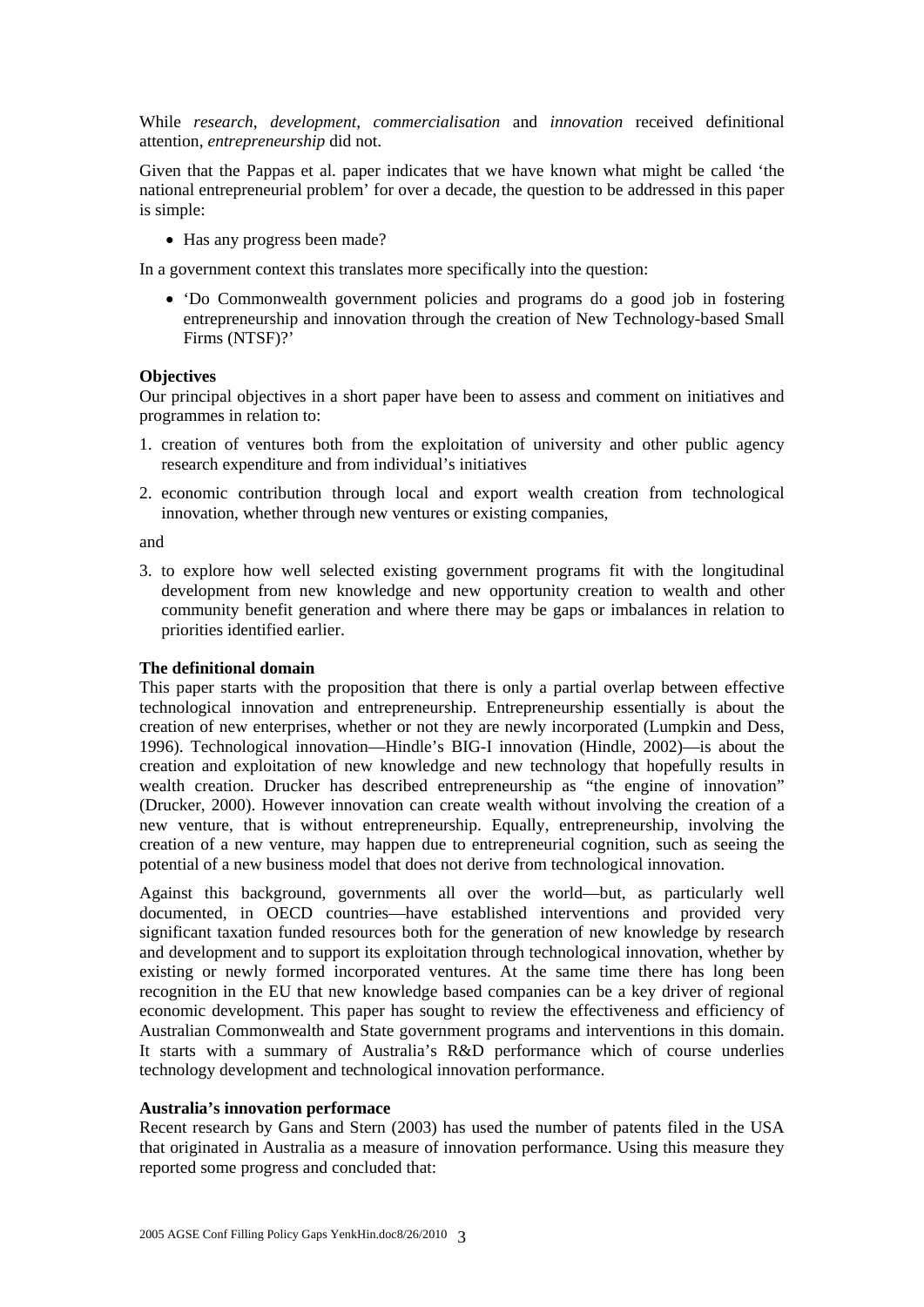While *research*, *development*, *commercialisation* and *innovation* received definitional attention, *entrepreneurship* did not.

Given that the Pappas et al. paper indicates that we have known what might be called 'the national entrepreneurial problem' for over a decade, the question to be addressed in this paper is simple:

- Has any progress been made?

In a government context this translates more specifically into the question:

- 'Do Commonwealth government policies and programs do a good job in fostering entrepreneurship and innovation through the creation of New Technology-based Small Firms (NTSF)?'

**Objectives**

Our principal objectives in a short paper have been to assess and comment on initiatives and programmes in relation to:

1. creation of ventures both from the exploitation of university and other public agency research expenditure and from individual's initiatives
2. economic contribution through local and export wealth creation from technological innovation, whether through new ventures or existing companies,

and

3. to explore how well selected existing government programs fit with the longitudinal development from new knowledge and new opportunity creation to wealth and other community benefit generation and where there may be gaps or imbalances in relation to priorities identified earlier.

**The definitional domain**

This paper starts with the proposition that there is only a partial overlap between effective technological innovation and entrepreneurship. Entrepreneurship essentially is about the creation of new enterprises, whether or not they are newly incorporated (Lumpkin and Dess, 1996). Technological innovation—Hindle's BIG-I innovation (Hindle, 2002)—is about the creation and exploitation of new knowledge and new technology that hopefully results in wealth creation. Drucker has described entrepreneurship as "the engine of innovation" (Drucker, 2000). However innovation can create wealth without involving the creation of a new venture, that is without entrepreneurship. Equally, entrepreneurship, involving the creation of a new venture, may happen due to entrepreneurial cognition, such as seeing the potential of a new business model that does not derive from technological innovation.

Against this background, governments all over the world—but, as particularly well documented, in OECD countries—have established interventions and provided very significant taxation funded resources both for the generation of new knowledge by research and development and to support its exploitation through technological innovation, whether by existing or newly formed incorporated ventures. At the same time there has long been recognition in the EU that new knowledge based companies can be a key driver of regional economic development. This paper has sought to review the effectiveness and efficiency of Australian Commonwealth and State government programs and interventions in this domain. It starts with a summary of Australia's R&D performance which of course underlies technology development and technological innovation performance.

**Australia's innovation performace**

Recent research by Gans and Stern (2003) has used the number of patents filed in the USA that originated in Australia as a measure of innovation performance. Using this measure they reported some progress and concluded that: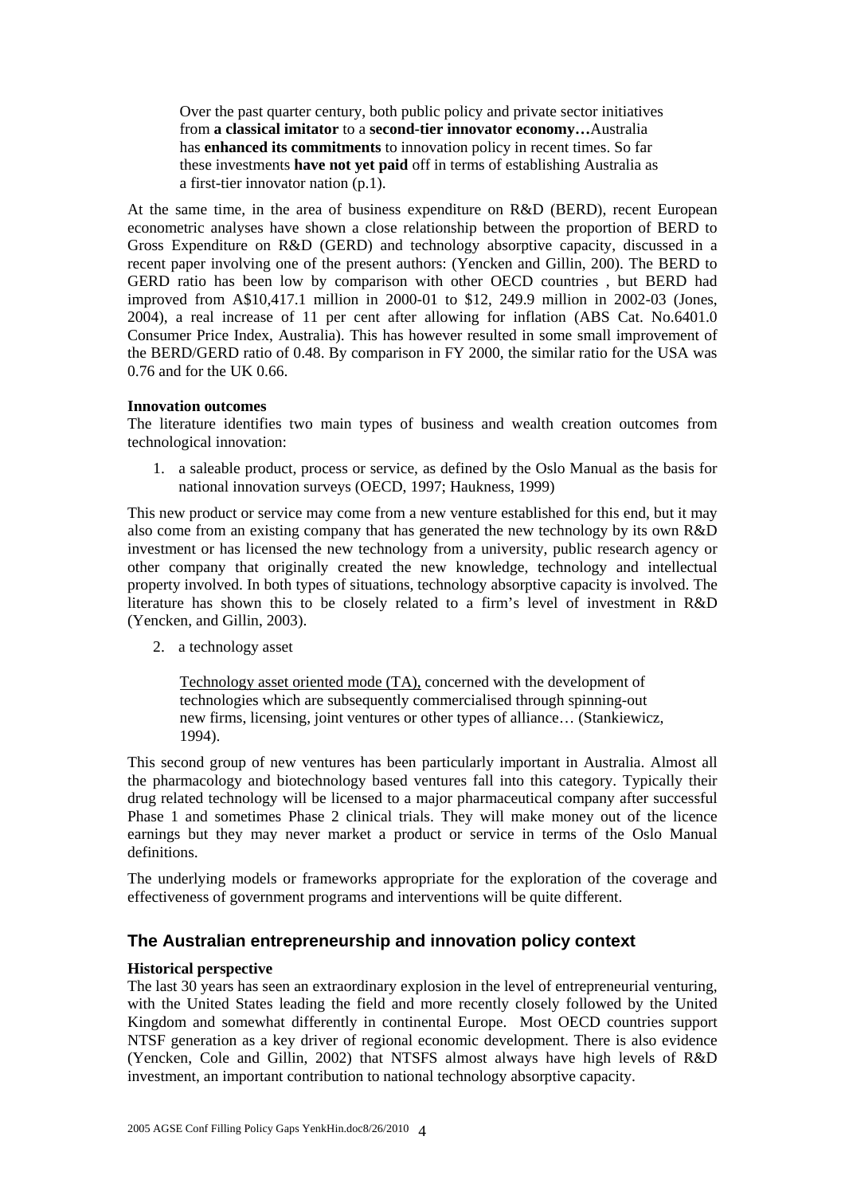> Over the past quarter century, both public policy and private sector initiatives from **a classical imitator** to a **second-tier innovator economy…**Australia has **enhanced its commitments** to innovation policy in recent times. So far these investments **have not yet paid** off in terms of establishing Australia as a first-tier innovator nation (p.1).

At the same time, in the area of business expenditure on R&D (BERD), recent European econometric analyses have shown a close relationship between the proportion of BERD to Gross Expenditure on R&D (GERD) and technology absorptive capacity, discussed in a recent paper involving one of the present authors: (Yencken and Gillin, 200). The BERD to GERD ratio has been low by comparison with other OECD countries , but BERD had improved from A$10,417.1 million in 2000-01 to $12, 249.9 million in 2002-03 (Jones, 2004), a real increase of 11 per cent after allowing for inflation (ABS Cat. No.6401.0 Consumer Price Index, Australia). This has however resulted in some small improvement of the BERD/GERD ratio of 0.48. By comparison in FY 2000, the similar ratio for the USA was 0.76 and for the UK 0.66.

**Innovation outcomes**

The literature identifies two main types of business and wealth creation outcomes from technological innovation:

1. a saleable product, process or service, as defined by the Oslo Manual as the basis for national innovation surveys (OECD, 1997; Haukness, 1999)

This new product or service may come from a new venture established for this end, but it may also come from an existing company that has generated the new technology by its own R&D investment or has licensed the new technology from a university, public research agency or other company that originally created the new knowledge, technology and intellectual property involved. In both types of situations, technology absorptive capacity is involved. The literature has shown this to be closely related to a firm's level of investment in R&D (Yencken, and Gillin, 2003).

2. a technology asset

> Technology asset oriented mode (TA), concerned with the development of technologies which are subsequently commercialised through spinning-out new firms, licensing, joint ventures or other types of alliance… (Stankiewicz, 1994).

This second group of new ventures has been particularly important in Australia. Almost all the pharmacology and biotechnology based ventures fall into this category. Typically their drug related technology will be licensed to a major pharmaceutical company after successful Phase 1 and sometimes Phase 2 clinical trials. They will make money out of the licence earnings but they may never market a product or service in terms of the Oslo Manual definitions.

The underlying models or frameworks appropriate for the exploration of the coverage and effectiveness of government programs and interventions will be quite different.

## The Australian entrepreneurship and innovation policy context

**Historical perspective**

The last 30 years has seen an extraordinary explosion in the level of entrepreneurial venturing, with the United States leading the field and more recently closely followed by the United Kingdom and somewhat differently in continental Europe. Most OECD countries support NTSF generation as a key driver of regional economic development. There is also evidence (Yencken, Cole and Gillin, 2002) that NTSFS almost always have high levels of R&D investment, an important contribution to national technology absorptive capacity.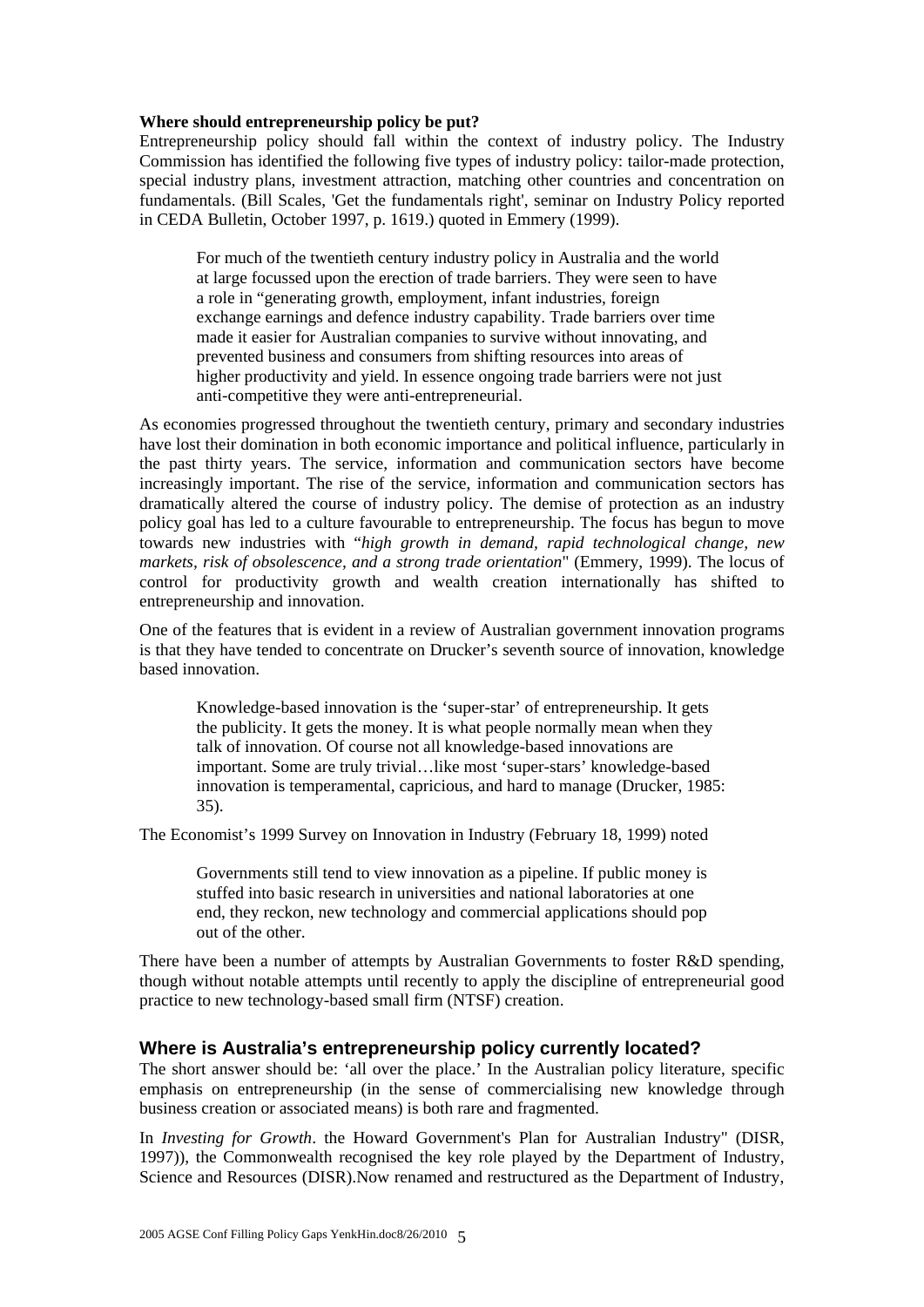**Where should entrepreneurship policy be put?**

Entrepreneurship policy should fall within the context of industry policy. The Industry Commission has identified the following five types of industry policy: tailor-made protection, special industry plans, investment attraction, matching other countries and concentration on fundamentals. (Bill Scales, 'Get the fundamentals right', seminar on Industry Policy reported in CEDA Bulletin, October 1997, p. 1619.) quoted in Emmery (1999).

> For much of the twentieth century industry policy in Australia and the world at large focussed upon the erection of trade barriers. They were seen to have a role in "generating growth, employment, infant industries, foreign exchange earnings and defence industry capability. Trade barriers over time made it easier for Australian companies to survive without innovating, and prevented business and consumers from shifting resources into areas of higher productivity and yield. In essence ongoing trade barriers were not just anti-competitive they were anti-entrepreneurial.

As economies progressed throughout the twentieth century, primary and secondary industries have lost their domination in both economic importance and political influence, particularly in the past thirty years. The service, information and communication sectors have become increasingly important. The rise of the service, information and communication sectors has dramatically altered the course of industry policy. The demise of protection as an industry policy goal has led to a culture favourable to entrepreneurship. The focus has begun to move towards new industries with "*high growth in demand, rapid technological change, new markets, risk of obsolescence, and a strong trade orientation*" (Emmery, 1999). The locus of control for productivity growth and wealth creation internationally has shifted to entrepreneurship and innovation.

One of the features that is evident in a review of Australian government innovation programs is that they have tended to concentrate on Drucker's seventh source of innovation, knowledge based innovation.

> Knowledge-based innovation is the 'super-star' of entrepreneurship. It gets the publicity. It gets the money. It is what people normally mean when they talk of innovation. Of course not all knowledge-based innovations are important. Some are truly trivial…like most 'super-stars' knowledge-based innovation is temperamental, capricious, and hard to manage (Drucker, 1985: 35).

The Economist's 1999 Survey on Innovation in Industry (February 18, 1999) noted

> Governments still tend to view innovation as a pipeline. If public money is stuffed into basic research in universities and national laboratories at one end, they reckon, new technology and commercial applications should pop out of the other.

There have been a number of attempts by Australian Governments to foster R&D spending, though without notable attempts until recently to apply the discipline of entrepreneurial good practice to new technology-based small firm (NTSF) creation.

## Where is Australia's entrepreneurship policy currently located?

The short answer should be: 'all over the place.' In the Australian policy literature, specific emphasis on entrepreneurship (in the sense of commercialising new knowledge through business creation or associated means) is both rare and fragmented.

In *Investing for Growth*. the Howard Government's Plan for Australian Industry" (DISR, 1997)), the Commonwealth recognised the key role played by the Department of Industry, Science and Resources (DISR).Now renamed and restructured as the Department of Industry,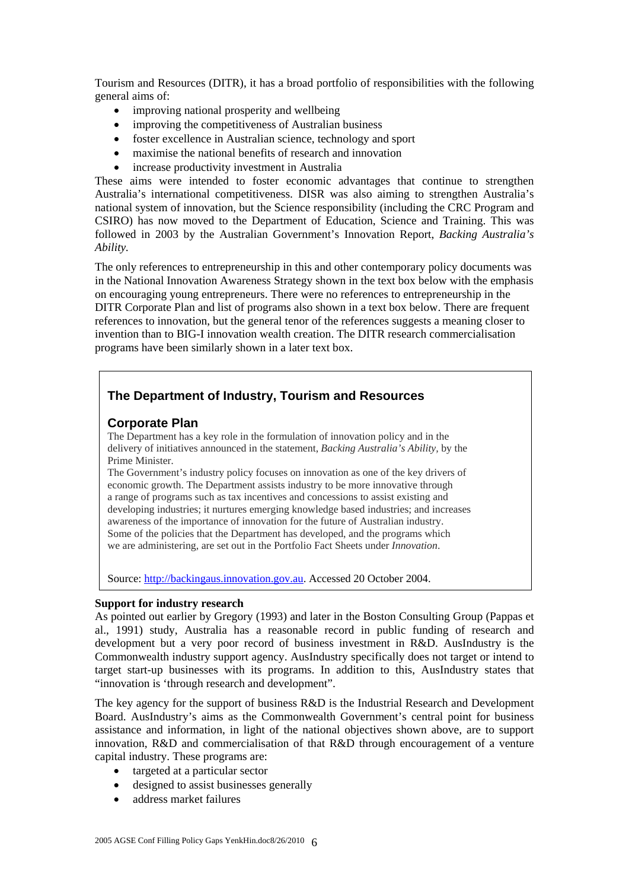Tourism and Resources (DITR), it has a broad portfolio of responsibilities with the following general aims of:

- improving national prosperity and wellbeing
- improving the competitiveness of Australian business
- foster excellence in Australian science, technology and sport
- maximise the national benefits of research and innovation
- increase productivity investment in Australia

These aims were intended to foster economic advantages that continue to strengthen Australia's international competitiveness. DISR was also aiming to strengthen Australia's national system of innovation, but the Science responsibility (including the CRC Program and CSIRO) has now moved to the Department of Education, Science and Training. This was followed in 2003 by the Australian Government's Innovation Report, *Backing Australia's Ability.*

The only references to entrepreneurship in this and other contemporary policy documents was in the National Innovation Awareness Strategy shown in the text box below with the emphasis on encouraging young entrepreneurs. There were no references to entrepreneurship in the DITR Corporate Plan and list of programs also shown in a text box below. There are frequent references to innovation, but the general tenor of the references suggests a meaning closer to invention than to BIG-I innovation wealth creation. The DITR research commercialisation programs have been similarly shown in a later text box.

> **The Department of Industry, Tourism and Resources**
>
> **Corporate Plan**
>
> The Department has a key role in the formulation of innovation policy and in the delivery of initiatives announced in the statement, *Backing Australia's Ability,* by the Prime Minister.
>
> The Government's industry policy focuses on innovation as one of the key drivers of economic growth. The Department assists industry to be more innovative through a range of programs such as tax incentives and concessions to assist existing and developing industries; it nurtures emerging knowledge based industries; and increases awareness of the importance of innovation for the future of Australian industry. Some of the policies that the Department has developed, and the programs which we are administering, are set out in the Portfolio Fact Sheets under *Innovation*.
>
> Source: http://backingaus.innovation.gov.au. Accessed 20 October 2004.

**Support for industry research**

As pointed out earlier by Gregory (1993) and later in the Boston Consulting Group (Pappas et al., 1991) study, Australia has a reasonable record in public funding of research and development but a very poor record of business investment in R&D. AusIndustry is the Commonwealth industry support agency. AusIndustry specifically does not target or intend to target start-up businesses with its programs. In addition to this, AusIndustry states that "innovation is 'through research and development".

The key agency for the support of business R&D is the Industrial Research and Development Board. AusIndustry's aims as the Commonwealth Government's central point for business assistance and information, in light of the national objectives shown above, are to support innovation, R&D and commercialisation of that R&D through encouragement of a venture capital industry. These programs are:

- targeted at a particular sector
- designed to assist businesses generally
- address market failures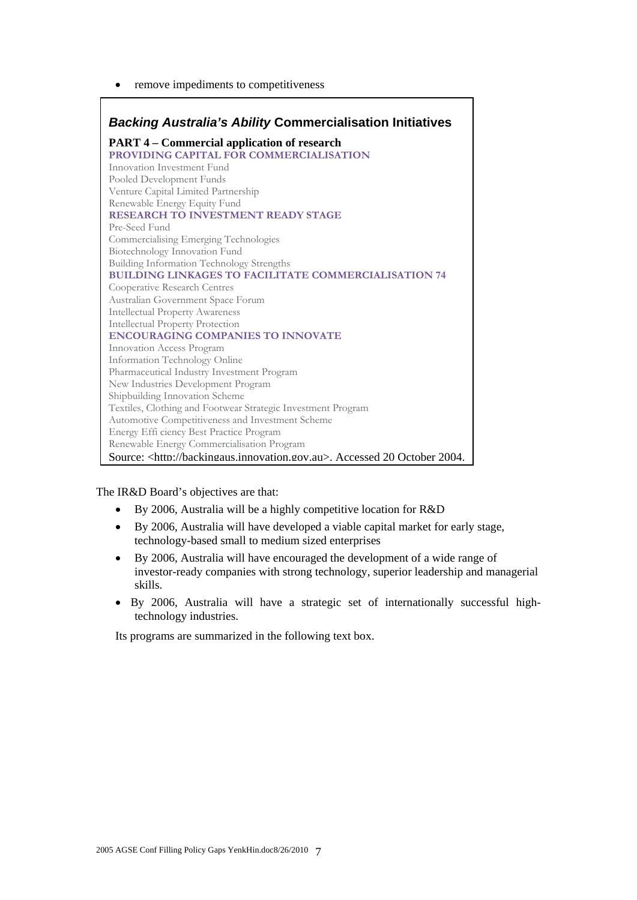- remove impediments to competitiveness

> ### *Backing Australia's Ability* Commercialisation Initiatives
>
> **PART 4 – Commercial application of research**
>
> **PROVIDING CAPITAL FOR COMMERCIALISATION**
>
> Innovation Investment Fund
> Pooled Development Funds
> Venture Capital Limited Partnership
> Renewable Energy Equity Fund
>
> **RESEARCH TO INVESTMENT READY STAGE**
>
> Pre-Seed Fund
> Commercialising Emerging Technologies
> Biotechnology Innovation Fund
> Building Information Technology Strengths
>
> **BUILDING LINKAGES TO FACILITATE COMMERCIALISATION 74**
>
> Cooperative Research Centres
> Australian Government Space Forum
> Intellectual Property Awareness
> Intellectual Property Protection
>
> **ENCOURAGING COMPANIES TO INNOVATE**
>
> Innovation Access Program
> Information Technology Online
> Pharmaceutical Industry Investment Program
> New Industries Development Program
> Shipbuilding Innovation Scheme
> Textiles, Clothing and Footwear Strategic Investment Program
> Automotive Competitiveness and Investment Scheme
> Energy Effi ciency Best Practice Program
> Renewable Energy Commercialisation Program
>
> Source: <http://backingaus.innovation.gov.au>. Accessed 20 October 2004.

The IR&D Board's objectives are that:

- By 2006, Australia will be a highly competitive location for R&D
- By 2006, Australia will have developed a viable capital market for early stage, technology-based small to medium sized enterprises
- By 2006, Australia will have encouraged the development of a wide range of investor-ready companies with strong technology, superior leadership and managerial skills.
- By 2006, Australia will have a strategic set of internationally successful high-technology industries.

Its programs are summarized in the following text box.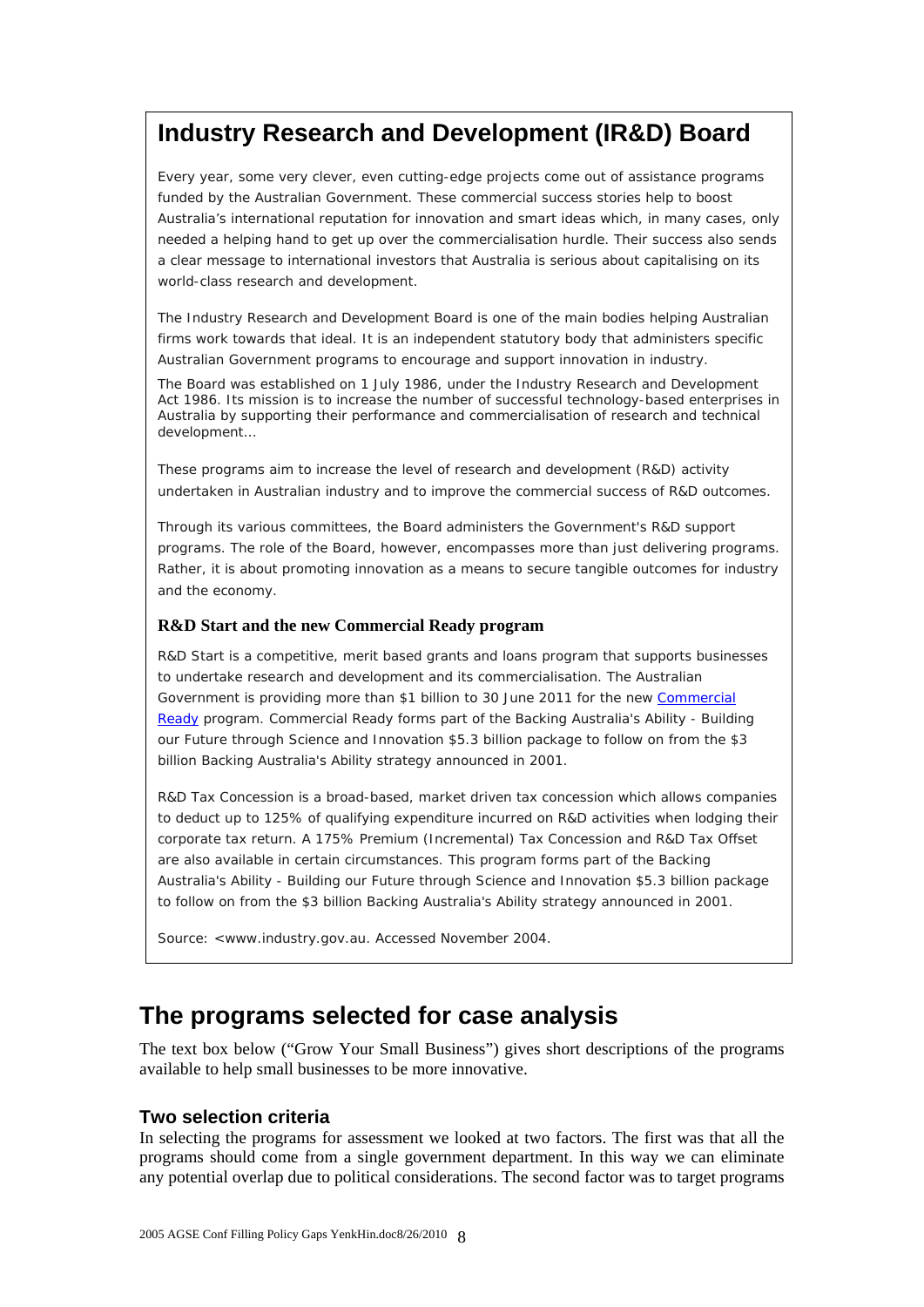## Industry Research and Development (IR&D) Board

Every year, some very clever, even cutting-edge projects come out of assistance programs funded by the Australian Government. These commercial success stories help to boost Australia's international reputation for innovation and smart ideas which, in many cases, only needed a helping hand to get up over the commercialisation hurdle. Their success also sends a clear message to international investors that Australia is serious about capitalising on its world-class research and development.

The Industry Research and Development Board is one of the main bodies helping Australian firms work towards that ideal. It is an independent statutory body that administers specific Australian Government programs to encourage and support innovation in industry.

The Board was established on 1 July 1986, under the Industry Research and Development Act 1986. Its mission is to increase the number of successful technology-based enterprises in Australia by supporting their performance and commercialisation of research and technical development…

These programs aim to increase the level of research and development (R&D) activity undertaken in Australian industry and to improve the commercial success of R&D outcomes.

Through its various committees, the Board administers the Government's R&D support programs. The role of the Board, however, encompasses more than just delivering programs. Rather, it is about promoting innovation as a means to secure tangible outcomes for industry and the economy.

**R&D Start and the new Commercial Ready program**

R&D Start is a competitive, merit based grants and loans program that supports businesses to undertake research and development and its commercialisation. The Australian Government is providing more than $1 billion to 30 June 2011 for the new Commercial Ready program. Commercial Ready forms part of the Backing Australia's Ability - Building our Future through Science and Innovation $5.3 billion package to follow on from the $3 billion Backing Australia's Ability strategy announced in 2001.

R&D Tax Concession is a broad-based, market driven tax concession which allows companies to deduct up to 125% of qualifying expenditure incurred on R&D activities when lodging their corporate tax return. A 175% Premium (Incremental) Tax Concession and R&D Tax Offset are also available in certain circumstances. This program forms part of the Backing Australia's Ability - Building our Future through Science and Innovation $5.3 billion package to follow on from the $3 billion Backing Australia's Ability strategy announced in 2001.

Source: <www.industry.gov.au. Accessed November 2004.

# The programs selected for case analysis

The text box below ("Grow Your Small Business") gives short descriptions of the programs available to help small businesses to be more innovative.

### Two selection criteria

In selecting the programs for assessment we looked at two factors. The first was that all the programs should come from a single government department. In this way we can eliminate any potential overlap due to political considerations. The second factor was to target programs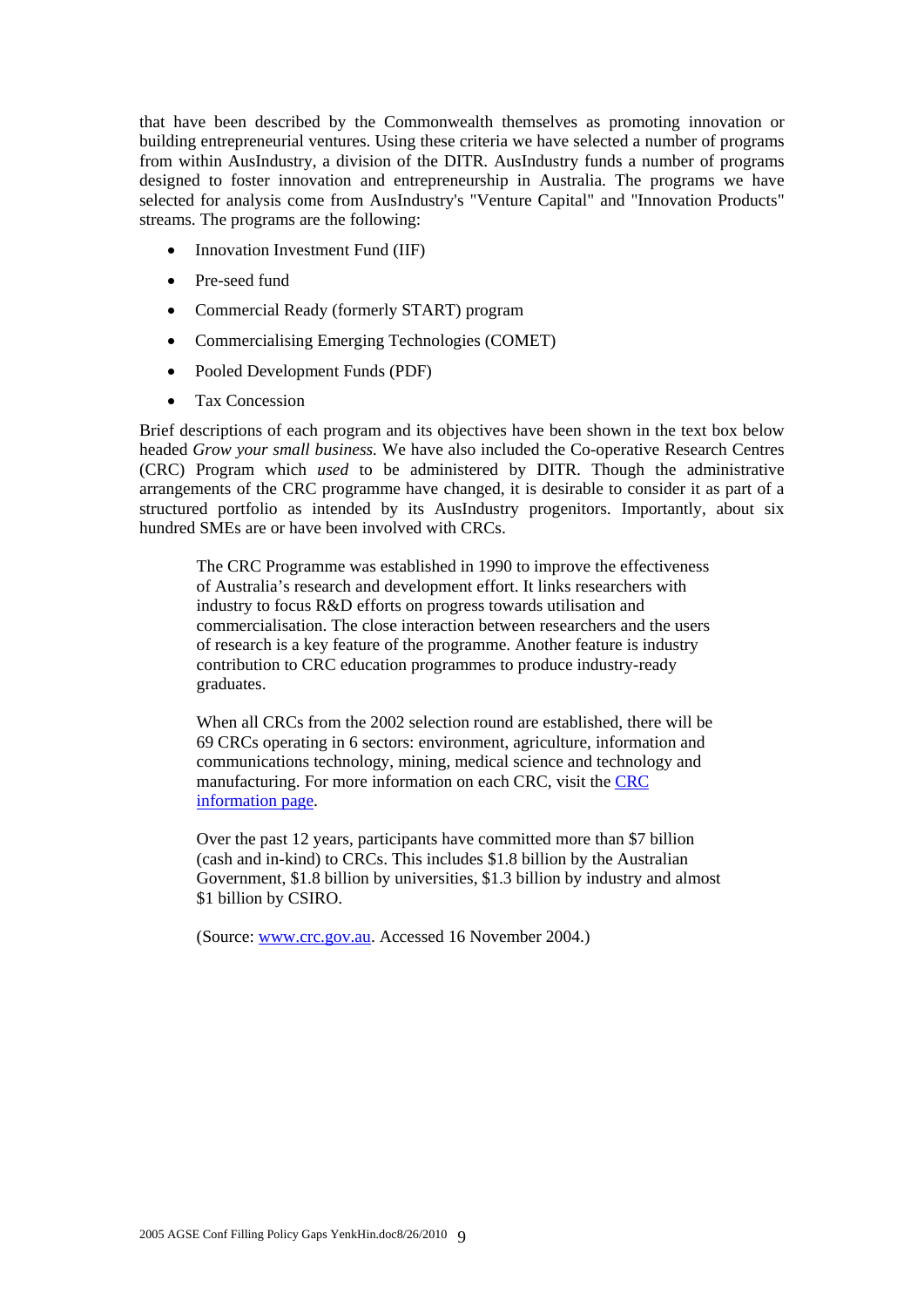that have been described by the Commonwealth themselves as promoting innovation or building entrepreneurial ventures. Using these criteria we have selected a number of programs from within AusIndustry, a division of the DITR. AusIndustry funds a number of programs designed to foster innovation and entrepreneurship in Australia. The programs we have selected for analysis come from AusIndustry's "Venture Capital" and "Innovation Products" streams. The programs are the following:

- Innovation Investment Fund (IIF)
- Pre-seed fund
- Commercial Ready (formerly START) program
- Commercialising Emerging Technologies (COMET)
- Pooled Development Funds (PDF)
- Tax Concession

Brief descriptions of each program and its objectives have been shown in the text box below headed *Grow your small business.* We have also included the Co-operative Research Centres (CRC) Program which *used* to be administered by DITR. Though the administrative arrangements of the CRC programme have changed, it is desirable to consider it as part of a structured portfolio as intended by its AusIndustry progenitors. Importantly, about six hundred SMEs are or have been involved with CRCs.

> The CRC Programme was established in 1990 to improve the effectiveness of Australia's research and development effort. It links researchers with industry to focus R&D efforts on progress towards utilisation and commercialisation. The close interaction between researchers and the users of research is a key feature of the programme. Another feature is industry contribution to CRC education programmes to produce industry-ready graduates.
>
> When all CRCs from the 2002 selection round are established, there will be 69 CRCs operating in 6 sectors: environment, agriculture, information and communications technology, mining, medical science and technology and manufacturing. For more information on each CRC, visit the [CRC information page](#).
>
> Over the past 12 years, participants have committed more than $7 billion (cash and in-kind) to CRCs. This includes $1.8 billion by the Australian Government, $1.8 billion by universities, $1.3 billion by industry and almost $1 billion by CSIRO.
>
> (Source: [www.crc.gov.au](http://www.crc.gov.au). Accessed 16 November 2004.)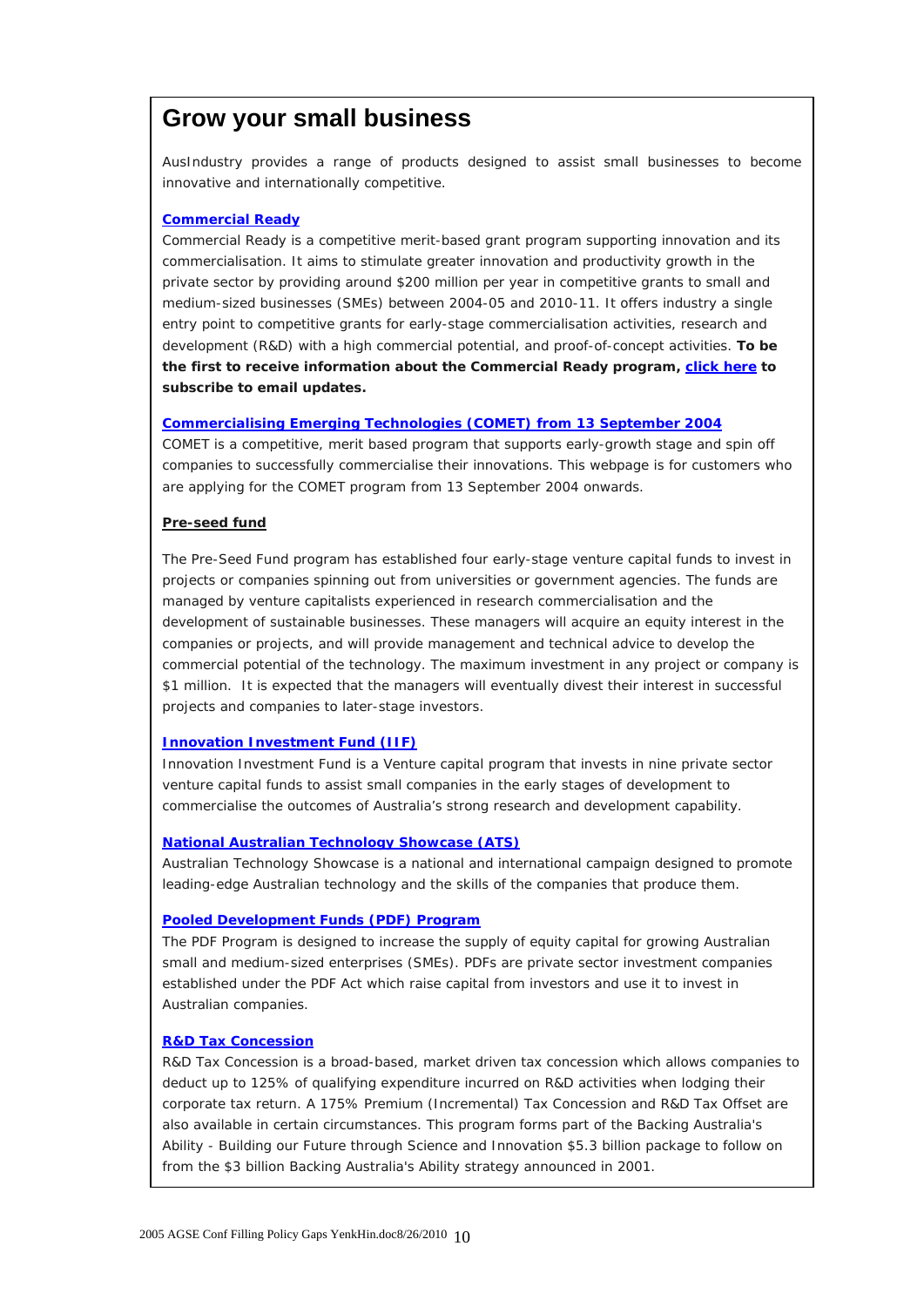# Grow your small business

*AusIndustry provides a range of products designed to assist small businesses to become innovative and internationally competitive.*

**Commercial Ready**

*Commercial Ready is a competitive merit-based grant program supporting innovation and its commercialisation. It aims to stimulate greater innovation and productivity growth in the private sector by providing around $200 million per year in competitive grants to small and medium-sized businesses (SMEs) between 2004-05 and 2010-11. It offers industry a single entry point to competitive grants for early-stage commercialisation activities, research and development (R&D) with a high commercial potential, and proof-of-concept activities.* ***To be the first to receive information about the Commercial Ready program, click here to subscribe to email updates.***

**Commercialising Emerging Technologies (COMET) from 13 September 2004**

*COMET is a competitive, merit based program that supports early-growth stage and spin off companies to successfully commercialise their innovations. This webpage is for customers who are applying for the COMET program from 13 September 2004 onwards.*

**Pre-seed fund**

*The Pre-Seed Fund program has established four early-stage venture capital funds to invest in projects or companies spinning out from universities or government agencies. The funds are managed by venture capitalists experienced in research commercialisation and the development of sustainable businesses. These managers will acquire an equity interest in the companies or projects, and will provide management and technical advice to develop the commercial potential of the technology. The maximum investment in any project or company is $1 million. It is expected that the managers will eventually divest their interest in successful projects and companies to later-stage investors.*

**Innovation Investment Fund (IIF)**

*Innovation Investment Fund is a Venture capital program that invests in nine private sector venture capital funds to assist small companies in the early stages of development to commercialise the outcomes of Australia's strong research and development capability.*

**National Australian Technology Showcase (ATS)**

*Australian Technology Showcase is a national and international campaign designed to promote leading-edge Australian technology and the skills of the companies that produce them.*

**Pooled Development Funds (PDF) Program**

*The PDF Program is designed to increase the supply of equity capital for growing Australian small and medium-sized enterprises (SMEs). PDFs are private sector investment companies established under the PDF Act which raise capital from investors and use it to invest in Australian companies.*

**R&D Tax Concession**

*R&D Tax Concession is a broad-based, market driven tax concession which allows companies to deduct up to 125% of qualifying expenditure incurred on R&D activities when lodging their corporate tax return. A 175% Premium (Incremental) Tax Concession and R&D Tax Offset are also available in certain circumstances. This program forms part of the Backing Australia's Ability - Building our Future through Science and Innovation $5.3 billion package to follow on from the $3 billion Backing Australia's Ability strategy announced in 2001.*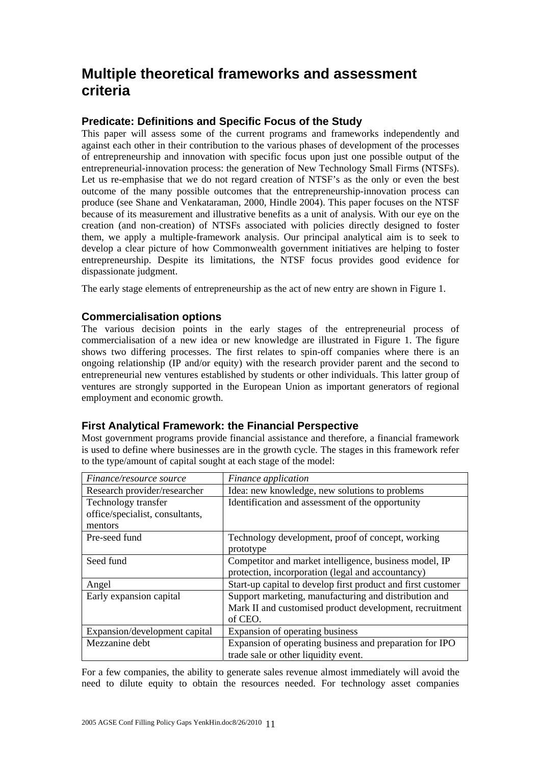# Multiple theoretical frameworks and assessment criteria

## Predicate: Definitions and Specific Focus of the Study

This paper will assess some of the current programs and frameworks independently and against each other in their contribution to the various phases of development of the processes of entrepreneurship and innovation with specific focus upon just one possible output of the entrepreneurial-innovation process: the generation of New Technology Small Firms (NTSFs). Let us re-emphasise that we do not regard creation of NTSF's as the only or even the best outcome of the many possible outcomes that the entrepreneurship-innovation process can produce (see Shane and Venkataraman, 2000, Hindle 2004). This paper focuses on the NTSF because of its measurement and illustrative benefits as a unit of analysis. With our eye on the creation (and non-creation) of NTSFs associated with policies directly designed to foster them, we apply a multiple-framework analysis. Our principal analytical aim is to seek to develop a clear picture of how Commonwealth government initiatives are helping to foster entrepreneurship. Despite its limitations, the NTSF focus provides good evidence for dispassionate judgment.

The early stage elements of entrepreneurship as the act of new entry are shown in Figure 1.

## Commercialisation options

The various decision points in the early stages of the entrepreneurial process of commercialisation of a new idea or new knowledge are illustrated in Figure 1. The figure shows two differing processes. The first relates to spin-off companies where there is an ongoing relationship (IP and/or equity) with the research provider parent and the second to entrepreneurial new ventures established by students or other individuals. This latter group of ventures are strongly supported in the European Union as important generators of regional employment and economic growth.

## First Analytical Framework: the Financial Perspective

Most government programs provide financial assistance and therefore, a financial framework is used to define where businesses are in the growth cycle. The stages in this framework refer to the type/amount of capital sought at each stage of the model:

| *Finance/resource source* | *Finance application* |
|---|---|
| Research provider/researcher | Idea: new knowledge, new solutions to problems |
| Technology transfer office/specialist, consultants, mentors | Identification and assessment of the opportunity |
| Pre-seed fund | Technology development, proof of concept, working prototype |
| Seed fund | Competitor and market intelligence, business model, IP protection, incorporation (legal and accountancy) |
| Angel | Start-up capital to develop first product and first customer |
| Early expansion capital | Support marketing, manufacturing and distribution and Mark II and customised product development, recruitment of CEO. |
| Expansion/development capital | Expansion of operating business |
| Mezzanine debt | Expansion of operating business and preparation for IPO trade sale or other liquidity event. |

For a few companies, the ability to generate sales revenue almost immediately will avoid the need to dilute equity to obtain the resources needed. For technology asset companies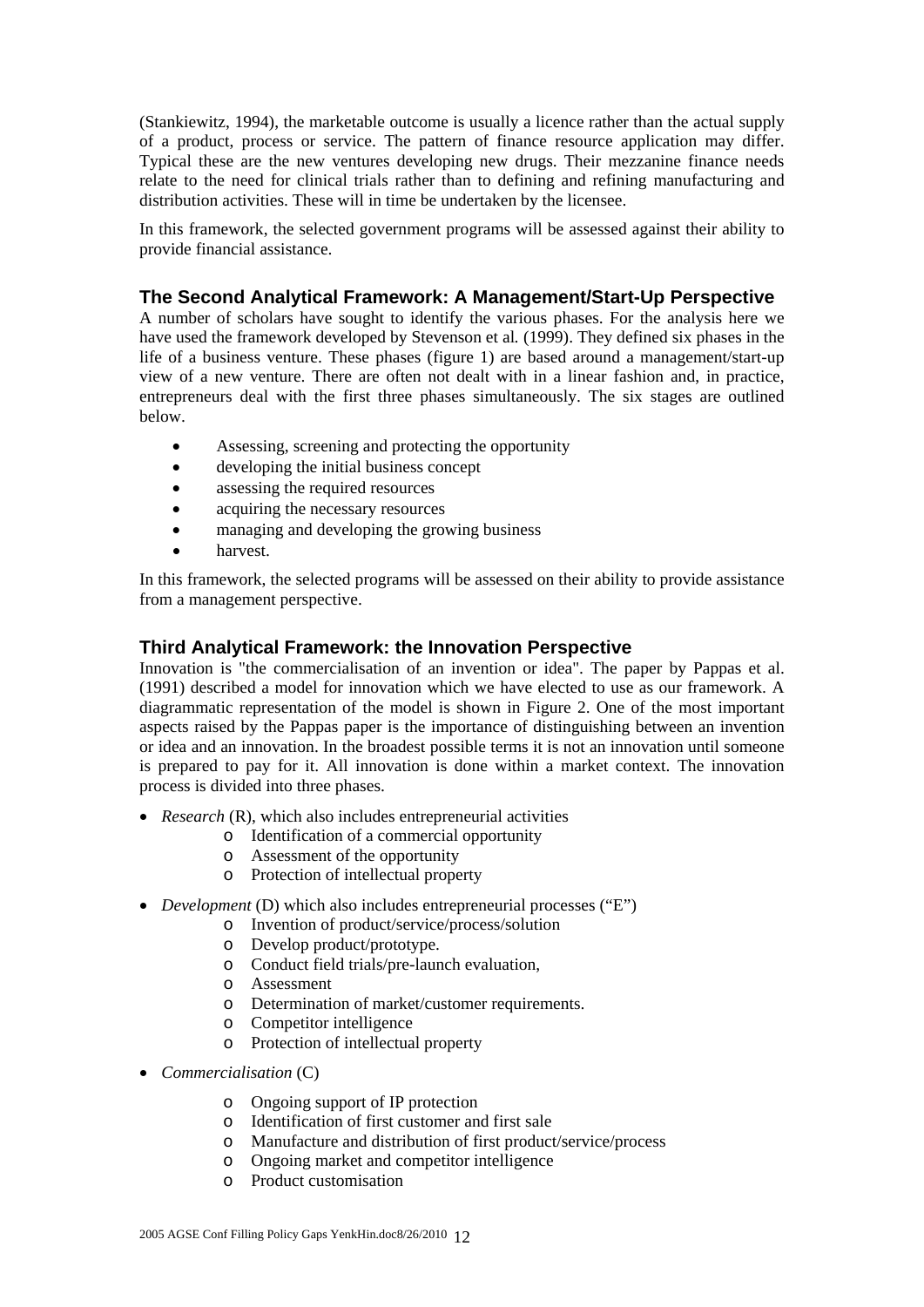(Stankiewitz, 1994), the marketable outcome is usually a licence rather than the actual supply of a product, process or service. The pattern of finance resource application may differ. Typical these are the new ventures developing new drugs. Their mezzanine finance needs relate to the need for clinical trials rather than to defining and refining manufacturing and distribution activities. These will in time be undertaken by the licensee.

In this framework, the selected government programs will be assessed against their ability to provide financial assistance.

### The Second Analytical Framework: A Management/Start-Up Perspective

A number of scholars have sought to identify the various phases. For the analysis here we have used the framework developed by Stevenson et al*.* (1999). They defined six phases in the life of a business venture. These phases (figure 1) are based around a management/start-up view of a new venture. There are often not dealt with in a linear fashion and, in practice, entrepreneurs deal with the first three phases simultaneously. The six stages are outlined below.

- Assessing, screening and protecting the opportunity
- developing the initial business concept
- assessing the required resources
- acquiring the necessary resources
- managing and developing the growing business
- harvest.

In this framework, the selected programs will be assessed on their ability to provide assistance from a management perspective.

### Third Analytical Framework: the Innovation Perspective

Innovation is "the commercialisation of an invention or idea". The paper by Pappas et al. (1991) described a model for innovation which we have elected to use as our framework. A diagrammatic representation of the model is shown in Figure 2. One of the most important aspects raised by the Pappas paper is the importance of distinguishing between an invention or idea and an innovation. In the broadest possible terms it is not an innovation until someone is prepared to pay for it. All innovation is done within a market context. The innovation process is divided into three phases.

- *Research* (R), which also includes entrepreneurial activities
  - Identification of a commercial opportunity
  - Assessment of the opportunity
  - Protection of intellectual property
- *Development* (D) which also includes entrepreneurial processes ("E")
  - Invention of product/service/process/solution
  - Develop product/prototype.
  - Conduct field trials/pre-launch evaluation,
  - Assessment
  - Determination of market/customer requirements.
  - Competitor intelligence
  - Protection of intellectual property
- *Commercialisation* (C)
  - Ongoing support of IP protection
  - Identification of first customer and first sale
  - Manufacture and distribution of first product/service/process
  - Ongoing market and competitor intelligence
  - Product customisation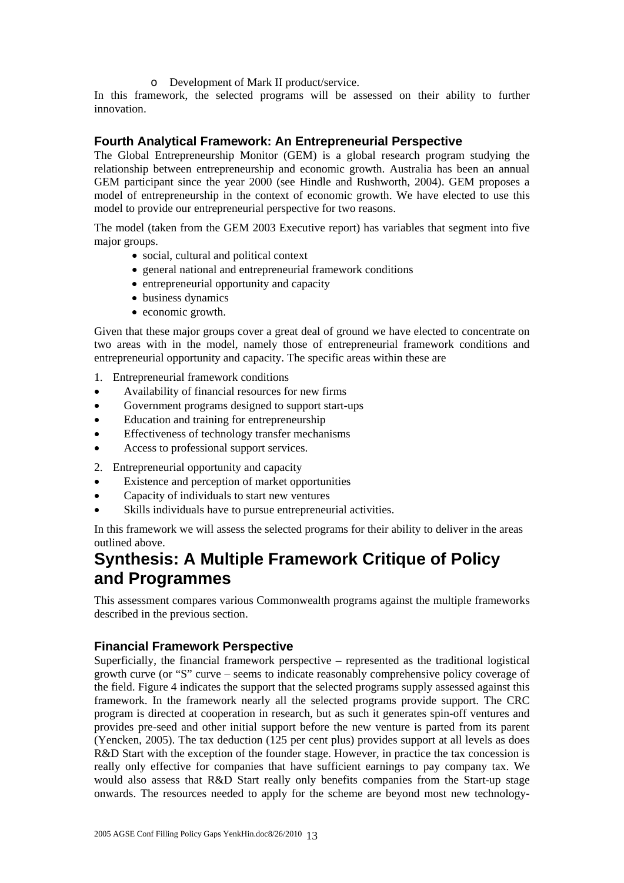- Development of Mark II product/service.

In this framework, the selected programs will be assessed on their ability to further innovation.

### Fourth Analytical Framework: An Entrepreneurial Perspective

The Global Entrepreneurship Monitor (GEM) is a global research program studying the relationship between entrepreneurship and economic growth. Australia has been an annual GEM participant since the year 2000 (see Hindle and Rushworth, 2004). GEM proposes a model of entrepreneurship in the context of economic growth. We have elected to use this model to provide our entrepreneurial perspective for two reasons.

The model (taken from the GEM 2003 Executive report) has variables that segment into five major groups.

- social, cultural and political context
- general national and entrepreneurial framework conditions
- entrepreneurial opportunity and capacity
- business dynamics
- economic growth.

Given that these major groups cover a great deal of ground we have elected to concentrate on two areas with in the model, namely those of entrepreneurial framework conditions and entrepreneurial opportunity and capacity. The specific areas within these are

1. Entrepreneurial framework conditions

- Availability of financial resources for new firms
- Government programs designed to support start-ups
- Education and training for entrepreneurship
- Effectiveness of technology transfer mechanisms
- Access to professional support services.

2. Entrepreneurial opportunity and capacity

- Existence and perception of market opportunities
- Capacity of individuals to start new ventures
- Skills individuals have to pursue entrepreneurial activities.

In this framework we will assess the selected programs for their ability to deliver in the areas outlined above.

## Synthesis: A Multiple Framework Critique of Policy and Programmes

This assessment compares various Commonwealth programs against the multiple frameworks described in the previous section.

### Financial Framework Perspective

Superficially, the financial framework perspective – represented as the traditional logistical growth curve (or "S" curve – seems to indicate reasonably comprehensive policy coverage of the field. Figure 4 indicates the support that the selected programs supply assessed against this framework. In the framework nearly all the selected programs provide support. The CRC program is directed at cooperation in research, but as such it generates spin-off ventures and provides pre-seed and other initial support before the new venture is parted from its parent (Yencken, 2005). The tax deduction (125 per cent plus) provides support at all levels as does R&D Start with the exception of the founder stage. However, in practice the tax concession is really only effective for companies that have sufficient earnings to pay company tax. We would also assess that R&D Start really only benefits companies from the Start-up stage onwards. The resources needed to apply for the scheme are beyond most new technology-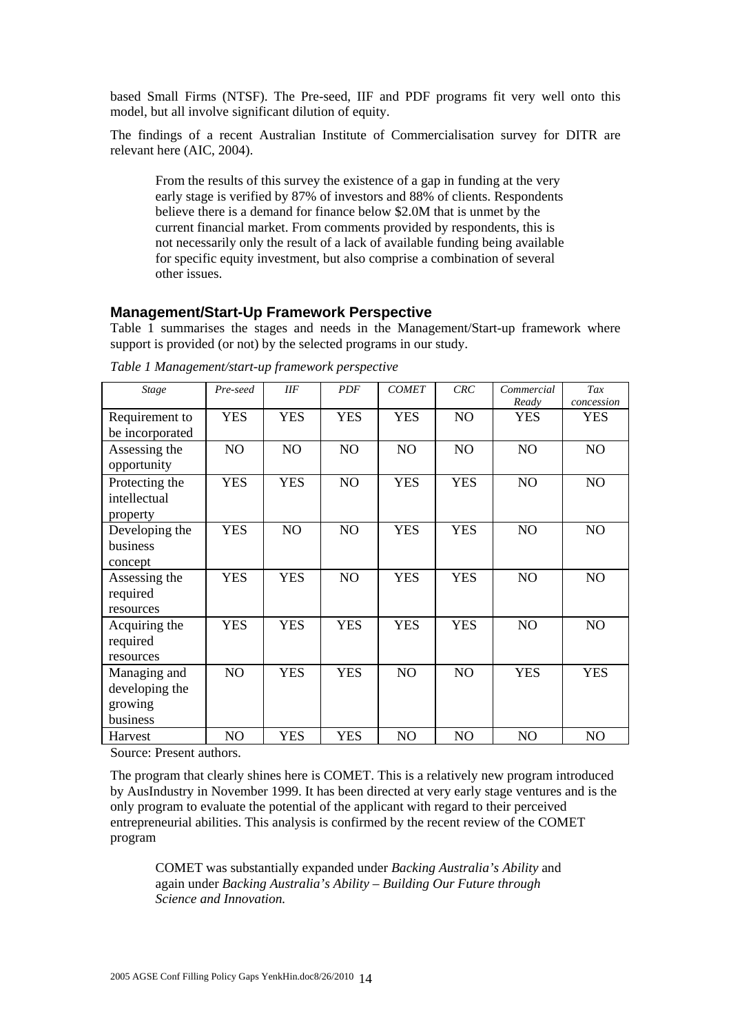based Small Firms (NTSF). The Pre-seed, IIF and PDF programs fit very well onto this model, but all involve significant dilution of equity.

The findings of a recent Australian Institute of Commercialisation survey for DITR are relevant here (AIC, 2004).

> From the results of this survey the existence of a gap in funding at the very early stage is verified by 87% of investors and 88% of clients. Respondents believe there is a demand for finance below $2.0M that is unmet by the current financial market. From comments provided by respondents, this is not necessarily only the result of a lack of available funding being available for specific equity investment, but also comprise a combination of several other issues.

## Management/Start-Up Framework Perspective

Table 1 summarises the stages and needs in the Management/Start-up framework where support is provided (or not) by the selected programs in our study.

*Table 1 Management/start-up framework perspective*

| *Stage* | *Pre-seed* | *IIF* | *PDF* | *COMET* | *CRC* | *Commercial Ready* | *Tax concession* |
|---|---|---|---|---|---|---|---|
| Requirement to be incorporated | YES | YES | YES | YES | NO | YES | YES |
| Assessing the opportunity | NO | NO | NO | NO | NO | NO | NO |
| Protecting the intellectual property | YES | YES | NO | YES | YES | NO | NO |
| Developing the business concept | YES | NO | NO | YES | YES | NO | NO |
| Assessing the required resources | YES | YES | NO | YES | YES | NO | NO |
| Acquiring the required resources | YES | YES | YES | YES | YES | NO | NO |
| Managing and developing the growing business | NO | YES | YES | NO | NO | YES | YES |
| Harvest | NO | YES | YES | NO | NO | NO | NO |

Source: Present authors.

The program that clearly shines here is COMET. This is a relatively new program introduced by AusIndustry in November 1999. It has been directed at very early stage ventures and is the only program to evaluate the potential of the applicant with regard to their perceived entrepreneurial abilities. This analysis is confirmed by the recent review of the COMET program

> COMET was substantially expanded under *Backing Australia's Ability* and again under *Backing Australia's Ability – Building Our Future through Science and Innovation.*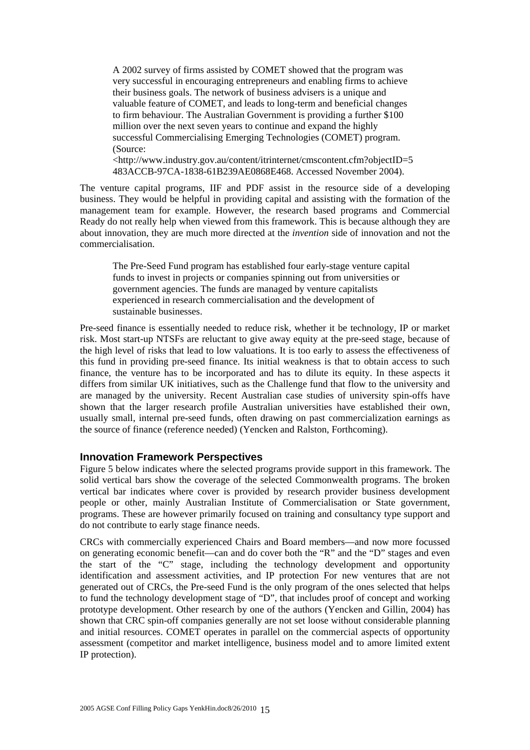> A 2002 survey of firms assisted by COMET showed that the program was very successful in encouraging entrepreneurs and enabling firms to achieve their business goals. The network of business advisers is a unique and valuable feature of COMET, and leads to long-term and beneficial changes to firm behaviour. The Australian Government is providing a further $100 million over the next seven years to continue and expand the highly successful Commercialising Emerging Technologies (COMET) program. (Source: <http://www.industry.gov.au/content/itrinternet/cmscontent.cfm?objectID=5483ACCB-97CA-1838-61B239AE0868E468. Accessed November 2004).

The venture capital programs, IIF and PDF assist in the resource side of a developing business. They would be helpful in providing capital and assisting with the formation of the management team for example. However, the research based programs and Commercial Ready do not really help when viewed from this framework. This is because although they are about innovation, they are much more directed at the *invention* side of innovation and not the commercialisation.

> The Pre-Seed Fund program has established four early-stage venture capital funds to invest in projects or companies spinning out from universities or government agencies. The funds are managed by venture capitalists experienced in research commercialisation and the development of sustainable businesses.

Pre-seed finance is essentially needed to reduce risk, whether it be technology, IP or market risk. Most start-up NTSFs are reluctant to give away equity at the pre-seed stage, because of the high level of risks that lead to low valuations. It is too early to assess the effectiveness of this fund in providing pre-seed finance. Its initial weakness is that to obtain access to such finance, the venture has to be incorporated and has to dilute its equity. In these aspects it differs from similar UK initiatives, such as the Challenge fund that flow to the university and are managed by the university. Recent Australian case studies of university spin-offs have shown that the larger research profile Australian universities have established their own, usually small, internal pre-seed funds, often drawing on past commercialization earnings as the source of finance (reference needed) (Yencken and Ralston, Forthcoming).

## Innovation Framework Perspectives

Figure 5 below indicates where the selected programs provide support in this framework. The solid vertical bars show the coverage of the selected Commonwealth programs. The broken vertical bar indicates where cover is provided by research provider business development people or other, mainly Australian Institute of Commercialisation or State government, programs. These are however primarily focused on training and consultancy type support and do not contribute to early stage finance needs.

CRCs with commercially experienced Chairs and Board members—and now more focussed on generating economic benefit—can and do cover both the "R" and the "D" stages and even the start of the "C" stage, including the technology development and opportunity identification and assessment activities, and IP protection For new ventures that are not generated out of CRCs, the Pre-seed Fund is the only program of the ones selected that helps to fund the technology development stage of "D", that includes proof of concept and working prototype development. Other research by one of the authors (Yencken and Gillin, 2004) has shown that CRC spin-off companies generally are not set loose without considerable planning and initial resources. COMET operates in parallel on the commercial aspects of opportunity assessment (competitor and market intelligence, business model and to amore limited extent IP protection).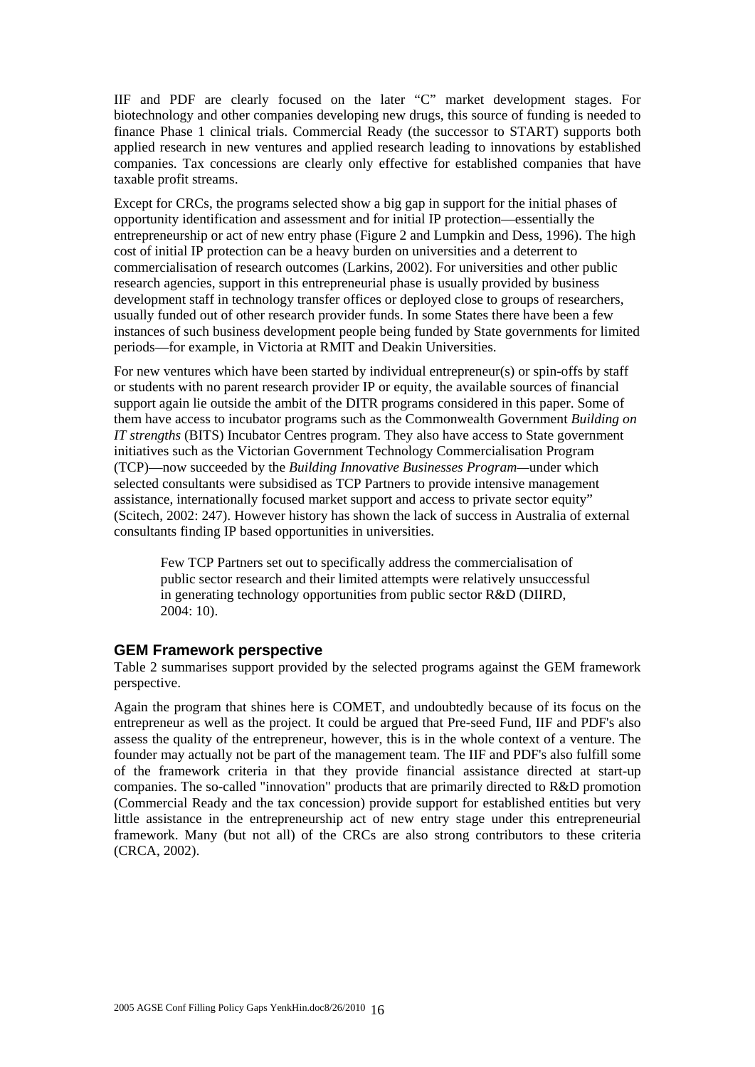IIF and PDF are clearly focused on the later "C" market development stages. For biotechnology and other companies developing new drugs, this source of funding is needed to finance Phase 1 clinical trials. Commercial Ready (the successor to START) supports both applied research in new ventures and applied research leading to innovations by established companies. Tax concessions are clearly only effective for established companies that have taxable profit streams.

Except for CRCs, the programs selected show a big gap in support for the initial phases of opportunity identification and assessment and for initial IP protection—essentially the entrepreneurship or act of new entry phase (Figure 2 and Lumpkin and Dess, 1996). The high cost of initial IP protection can be a heavy burden on universities and a deterrent to commercialisation of research outcomes (Larkins, 2002). For universities and other public research agencies, support in this entrepreneurial phase is usually provided by business development staff in technology transfer offices or deployed close to groups of researchers, usually funded out of other research provider funds. In some States there have been a few instances of such business development people being funded by State governments for limited periods—for example, in Victoria at RMIT and Deakin Universities.

For new ventures which have been started by individual entrepreneur(s) or spin-offs by staff or students with no parent research provider IP or equity, the available sources of financial support again lie outside the ambit of the DITR programs considered in this paper. Some of them have access to incubator programs such as the Commonwealth Government *Building on IT strengths* (BITS) Incubator Centres program. They also have access to State government initiatives such as the Victorian Government Technology Commercialisation Program (TCP)—now succeeded by the *Building Innovative Businesses Program*—under which selected consultants were subsidised as TCP Partners to provide intensive management assistance, internationally focused market support and access to private sector equity" (Scitech, 2002: 247). However history has shown the lack of success in Australia of external consultants finding IP based opportunities in universities.

> Few TCP Partners set out to specifically address the commercialisation of public sector research and their limited attempts were relatively unsuccessful in generating technology opportunities from public sector R&D (DIIRD, 2004: 10).

## GEM Framework perspective

Table 2 summarises support provided by the selected programs against the GEM framework perspective.

Again the program that shines here is COMET, and undoubtedly because of its focus on the entrepreneur as well as the project. It could be argued that Pre-seed Fund, IIF and PDF's also assess the quality of the entrepreneur, however, this is in the whole context of a venture. The founder may actually not be part of the management team. The IIF and PDF's also fulfill some of the framework criteria in that they provide financial assistance directed at start-up companies. The so-called "innovation" products that are primarily directed to R&D promotion (Commercial Ready and the tax concession) provide support for established entities but very little assistance in the entrepreneurship act of new entry stage under this entrepreneurial framework. Many (but not all) of the CRCs are also strong contributors to these criteria (CRCA, 2002).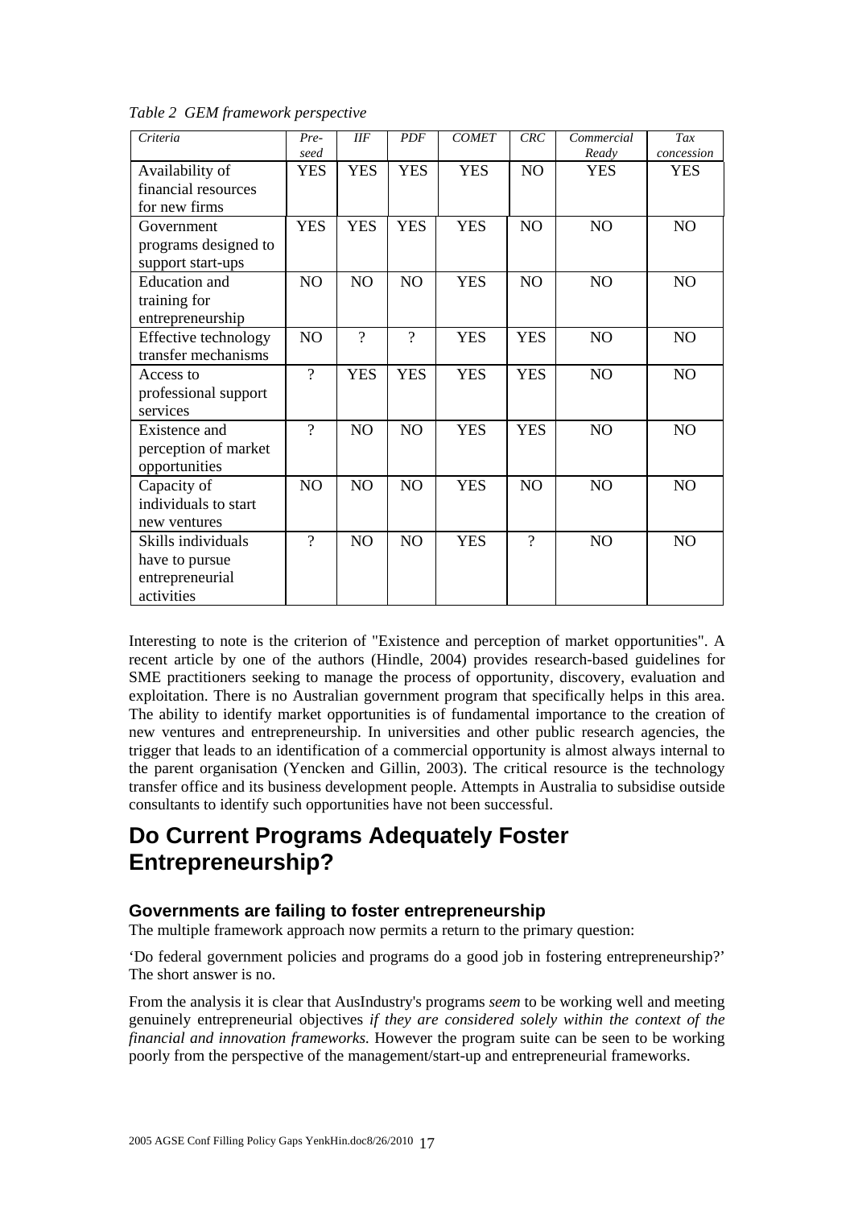*Table 2 GEM framework perspective*

| *Criteria* | *Pre-seed* | *IIF* | *PDF* | *COMET* | *CRC* | *Commercial Ready* | *Tax concession* |
|---|---|---|---|---|---|---|---|
| Availability of financial resources for new firms | YES | YES | YES | YES | NO | YES | YES |
| Government programs designed to support start-ups | YES | YES | YES | YES | NO | NO | NO |
| Education and training for entrepreneurship | NO | NO | NO | YES | NO | NO | NO |
| Effective technology transfer mechanisms | NO | ? | ? | YES | YES | NO | NO |
| Access to professional support services | ? | YES | YES | YES | YES | NO | NO |
| Existence and perception of market opportunities | ? | NO | NO | YES | YES | NO | NO |
| Capacity of individuals to start new ventures | NO | NO | NO | YES | NO | NO | NO |
| Skills individuals have to pursue entrepreneurial activities | ? | NO | NO | YES | ? | NO | NO |

Interesting to note is the criterion of "Existence and perception of market opportunities". A recent article by one of the authors (Hindle, 2004) provides research-based guidelines for SME practitioners seeking to manage the process of opportunity, discovery, evaluation and exploitation. There is no Australian government program that specifically helps in this area. The ability to identify market opportunities is of fundamental importance to the creation of new ventures and entrepreneurship. In universities and other public research agencies, the trigger that leads to an identification of a commercial opportunity is almost always internal to the parent organisation (Yencken and Gillin, 2003). The critical resource is the technology transfer office and its business development people. Attempts in Australia to subsidise outside consultants to identify such opportunities have not been successful.

# Do Current Programs Adequately Foster Entrepreneurship?

## Governments are failing to foster entrepreneurship

The multiple framework approach now permits a return to the primary question:

'Do federal government policies and programs do a good job in fostering entrepreneurship?' The short answer is no.

From the analysis it is clear that AusIndustry's programs *seem* to be working well and meeting genuinely entrepreneurial objectives *if they are considered solely within the context of the financial and innovation frameworks.* However the program suite can be seen to be working poorly from the perspective of the management/start-up and entrepreneurial frameworks.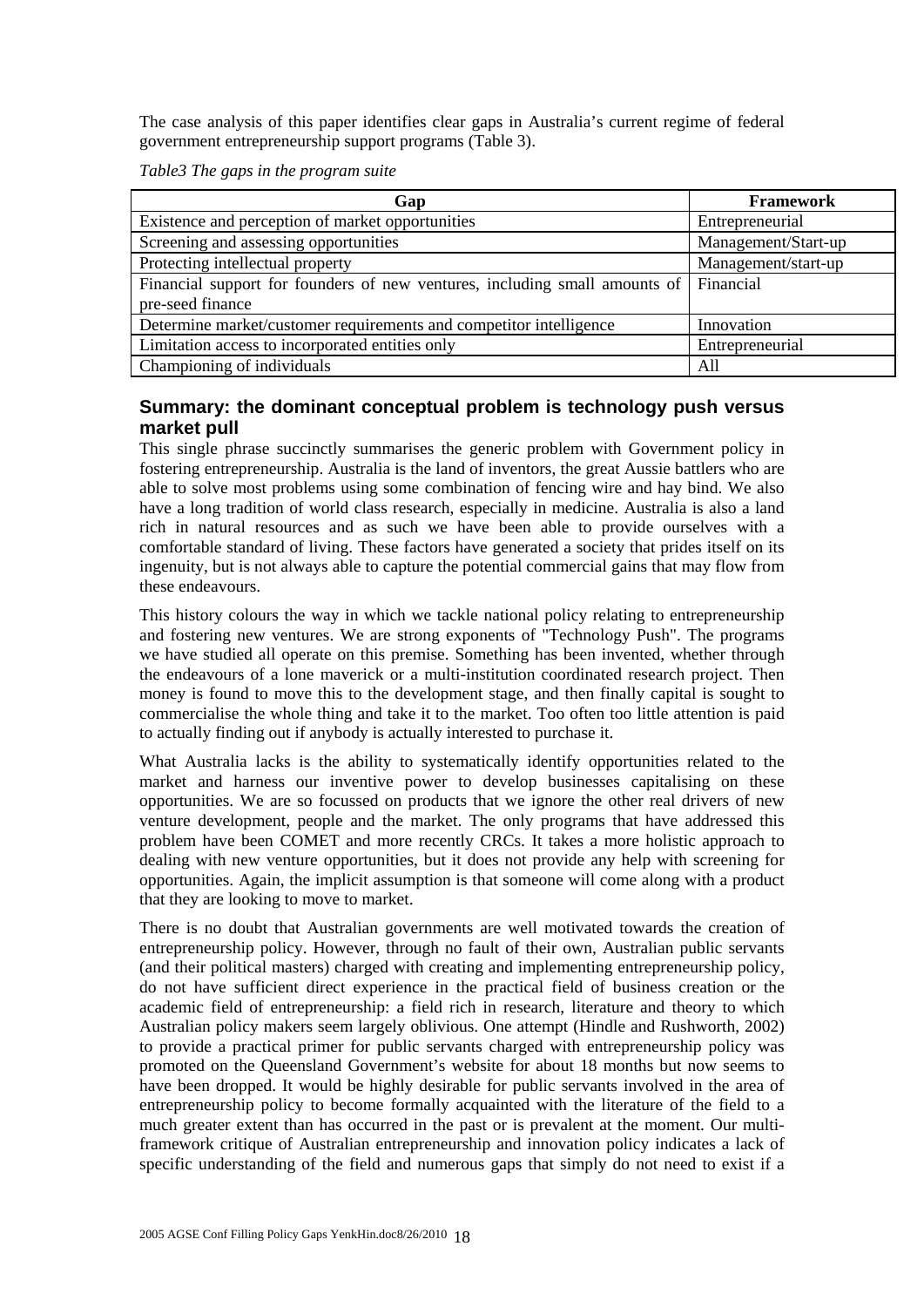The case analysis of this paper identifies clear gaps in Australia's current regime of federal government entrepreneurship support programs (Table 3).

*Table3 The gaps in the program suite*

| Gap | Framework |
|---|---|
| Existence and perception of market opportunities | Entrepreneurial |
| Screening and assessing opportunities | Management/Start-up |
| Protecting intellectual property | Management/start-up |
| Financial support for founders of new ventures, including small amounts of pre-seed finance | Financial |
| Determine market/customer requirements and competitor intelligence | Innovation |
| Limitation access to incorporated entities only | Entrepreneurial |
| Championing of individuals | All |

## Summary: the dominant conceptual problem is technology push versus market pull

This single phrase succinctly summarises the generic problem with Government policy in fostering entrepreneurship. Australia is the land of inventors, the great Aussie battlers who are able to solve most problems using some combination of fencing wire and hay bind. We also have a long tradition of world class research, especially in medicine. Australia is also a land rich in natural resources and as such we have been able to provide ourselves with a comfortable standard of living. These factors have generated a society that prides itself on its ingenuity, but is not always able to capture the potential commercial gains that may flow from these endeavours.

This history colours the way in which we tackle national policy relating to entrepreneurship and fostering new ventures. We are strong exponents of "Technology Push". The programs we have studied all operate on this premise. Something has been invented, whether through the endeavours of a lone maverick or a multi-institution coordinated research project. Then money is found to move this to the development stage, and then finally capital is sought to commercialise the whole thing and take it to the market. Too often too little attention is paid to actually finding out if anybody is actually interested to purchase it.

What Australia lacks is the ability to systematically identify opportunities related to the market and harness our inventive power to develop businesses capitalising on these opportunities. We are so focussed on products that we ignore the other real drivers of new venture development, people and the market. The only programs that have addressed this problem have been COMET and more recently CRCs. It takes a more holistic approach to dealing with new venture opportunities, but it does not provide any help with screening for opportunities. Again, the implicit assumption is that someone will come along with a product that they are looking to move to market.

There is no doubt that Australian governments are well motivated towards the creation of entrepreneurship policy. However, through no fault of their own, Australian public servants (and their political masters) charged with creating and implementing entrepreneurship policy, do not have sufficient direct experience in the practical field of business creation or the academic field of entrepreneurship: a field rich in research, literature and theory to which Australian policy makers seem largely oblivious. One attempt (Hindle and Rushworth, 2002) to provide a practical primer for public servants charged with entrepreneurship policy was promoted on the Queensland Government's website for about 18 months but now seems to have been dropped. It would be highly desirable for public servants involved in the area of entrepreneurship policy to become formally acquainted with the literature of the field to a much greater extent than has occurred in the past or is prevalent at the moment. Our multi-framework critique of Australian entrepreneurship and innovation policy indicates a lack of specific understanding of the field and numerous gaps that simply do not need to exist if a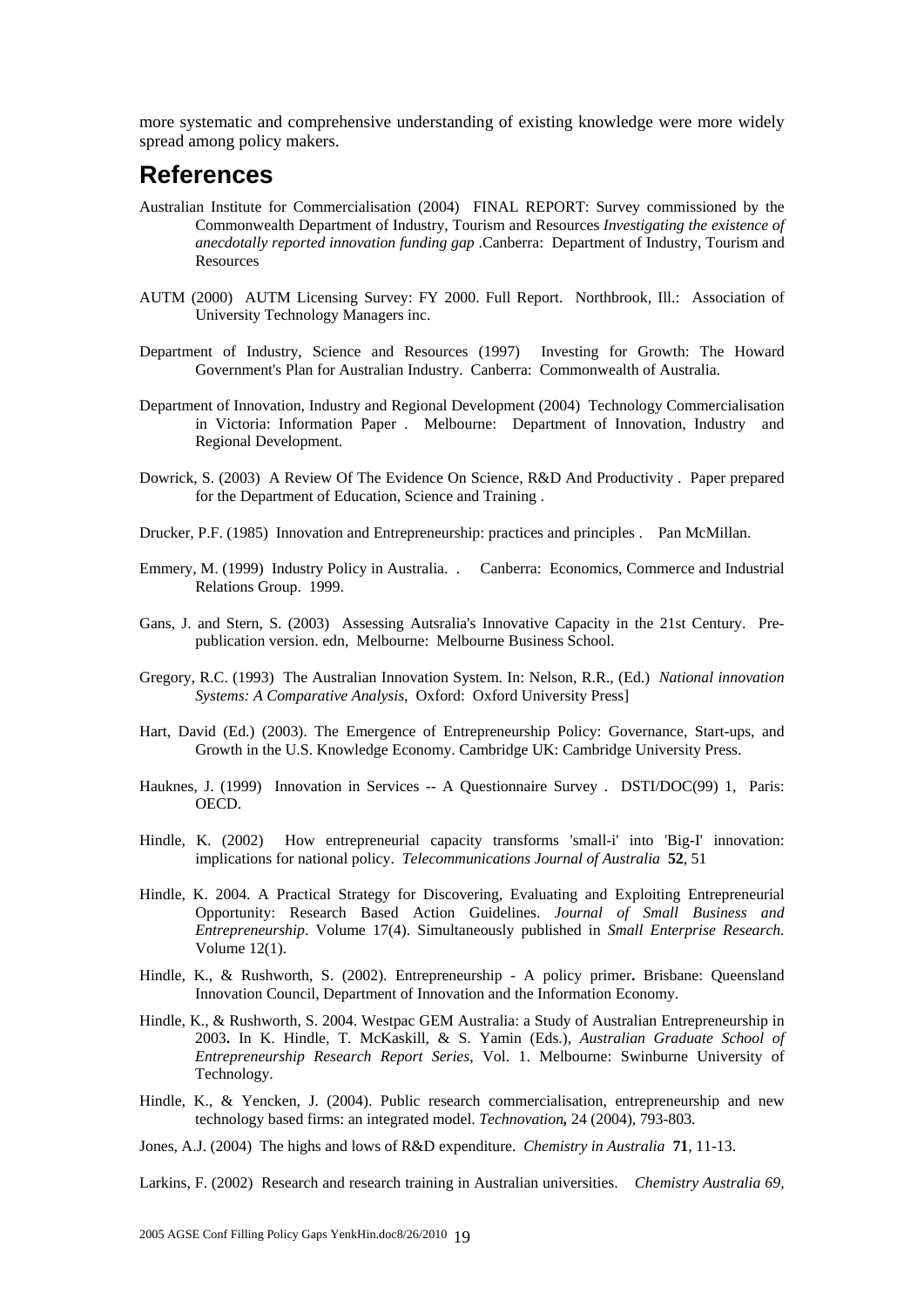more systematic and comprehensive understanding of existing knowledge were more widely spread among policy makers.

## References

Australian Institute for Commercialisation (2004) FINAL REPORT: Survey commissioned by the Commonwealth Department of Industry, Tourism and Resources *Investigating the existence of anecdotally reported innovation funding gap* .Canberra: Department of Industry, Tourism and Resources

AUTM (2000) AUTM Licensing Survey: FY 2000. Full Report. Northbrook, Ill.: Association of University Technology Managers inc.

Department of Industry, Science and Resources (1997) Investing for Growth: The Howard Government's Plan for Australian Industry. Canberra: Commonwealth of Australia.

Department of Innovation, Industry and Regional Development (2004) Technology Commercialisation in Victoria: Information Paper . Melbourne: Department of Innovation, Industry and Regional Development.

Dowrick, S. (2003) A Review Of The Evidence On Science, R&D And Productivity . Paper prepared for the Department of Education, Science and Training .

Drucker, P.F. (1985) Innovation and Entrepreneurship: practices and principles . Pan McMillan.

Emmery, M. (1999) Industry Policy in Australia. . Canberra: Economics, Commerce and Industrial Relations Group. 1999.

Gans, J. and Stern, S. (2003) Assessing Autsralia's Innovative Capacity in the 21st Century. Pre-publication version. edn, Melbourne: Melbourne Business School.

Gregory, R.C. (1993) The Australian Innovation System. In: Nelson, R.R., (Ed.) *National innovation Systems: A Comparative Analysis*, Oxford: Oxford University Press]

Hart, David (Ed.) (2003). The Emergence of Entrepreneurship Policy: Governance, Start-ups, and Growth in the U.S. Knowledge Economy. Cambridge UK: Cambridge University Press.

Hauknes, J. (1999) Innovation in Services -- A Questionnaire Survey . DSTI/DOC(99) 1, Paris: OECD.

Hindle, K. (2002) How entrepreneurial capacity transforms 'small-i' into 'Big-I' innovation: implications for national policy. *Telecommunications Journal of Australia* **52**, 51

Hindle, K. 2004. A Practical Strategy for Discovering, Evaluating and Exploiting Entrepreneurial Opportunity: Research Based Action Guidelines. *Journal of Small Business and Entrepreneurship*. Volume 17(4). Simultaneously published in *Small Enterprise Research.* Volume 12(1).

Hindle, K., & Rushworth, S. (2002). Entrepreneurship - A policy primer**.** Brisbane: Queensland Innovation Council, Department of Innovation and the Information Economy.

Hindle, K., & Rushworth, S. 2004. Westpac GEM Australia: a Study of Australian Entrepreneurship in 2003**.** In K. Hindle, T. McKaskill, & S. Yamin (Eds.), *Australian Graduate School of Entrepreneurship Research Report Series*, Vol. 1. Melbourne: Swinburne University of Technology.

Hindle, K., & Yencken, J. (2004). Public research commercialisation, entrepreneurship and new technology based firms: an integrated model. *Technovation***,** 24 (2004), 793-803.

Jones, A.J. (2004) The highs and lows of R&D expenditure. *Chemistry in Australia* **71**, 11-13.

Larkins, F. (2002) Research and research training in Australian universities. *Chemistry Australia 69*,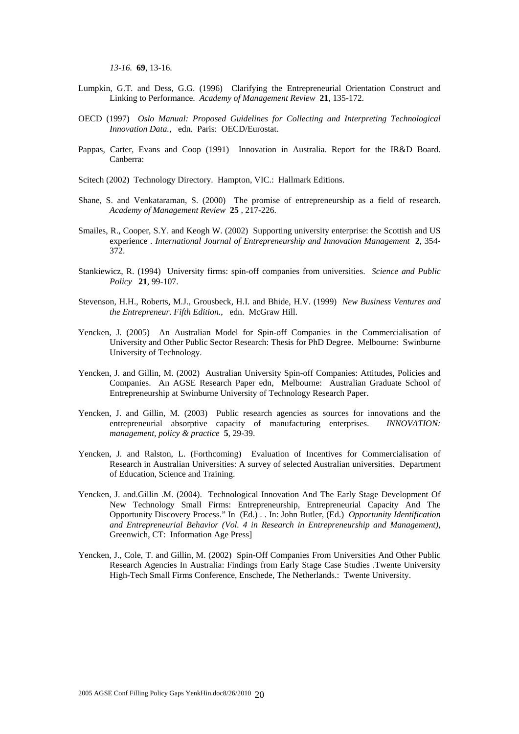*13-16.* **69**, 13-16.

Lumpkin, G.T. and Dess, G.G. (1996) Clarifying the Entrepreneurial Orientation Construct and Linking to Performance. *Academy of Management Review* **21**, 135-172.

OECD (1997) *Oslo Manual: Proposed Guidelines for Collecting and Interpreting Technological Innovation Data.*, edn. Paris: OECD/Eurostat.

Pappas, Carter, Evans and Coop (1991) Innovation in Australia. Report for the IR&D Board. Canberra:

Scitech (2002) Technology Directory. Hampton, VIC.: Hallmark Editions.

Shane, S. and Venkataraman, S. (2000) The promise of entrepreneurship as a field of research. *Academy of Management Review* **25** , 217-226.

Smailes, R., Cooper, S.Y. and Keogh W. (2002) Supporting university enterprise: the Scottish and US experience . *International Journal of Entrepreneurship and Innovation Management* **2**, 354-372.

Stankiewicz, R. (1994) University firms: spin-off companies from universities. *Science and Public Policy* **21**, 99-107.

Stevenson, H.H., Roberts, M.J., Grousbeck, H.I. and Bhide, H.V. (1999) *New Business Ventures and the Entrepreneur. Fifth Edition.*, edn. McGraw Hill.

Yencken, J. (2005) An Australian Model for Spin-off Companies in the Commercialisation of University and Other Public Sector Research: Thesis for PhD Degree. Melbourne: Swinburne University of Technology.

Yencken, J. and Gillin, M. (2002) Australian University Spin-off Companies: Attitudes, Policies and Companies. An AGSE Research Paper edn, Melbourne: Australian Graduate School of Entrepreneurship at Swinburne University of Technology Research Paper.

Yencken, J. and Gillin, M. (2003) Public research agencies as sources for innovations and the entrepreneurial absorptive capacity of manufacturing enterprises. *INNOVATION: management, policy & practice* **5**, 29-39.

Yencken, J. and Ralston, L. (Forthcoming) Evaluation of Incentives for Commercialisation of Research in Australian Universities: A survey of selected Australian universities. Department of Education, Science and Training.

Yencken, J. and.Gillin .M. (2004). Technological Innovation And The Early Stage Development Of New Technology Small Firms: Entrepreneurship, Entrepreneurial Capacity And The Opportunity Discovery Process." In (Ed.) . . In: John Butler, (Ed.) *Opportunity Identification and Entrepreneurial Behavior (Vol. 4 in Research in Entrepreneurship and Management)*, Greenwich, CT: Information Age Press]

Yencken, J., Cole, T. and Gillin, M. (2002) Spin-Off Companies From Universities And Other Public Research Agencies In Australia: Findings from Early Stage Case Studies .Twente University High-Tech Small Firms Conference, Enschede, The Netherlands.: Twente University.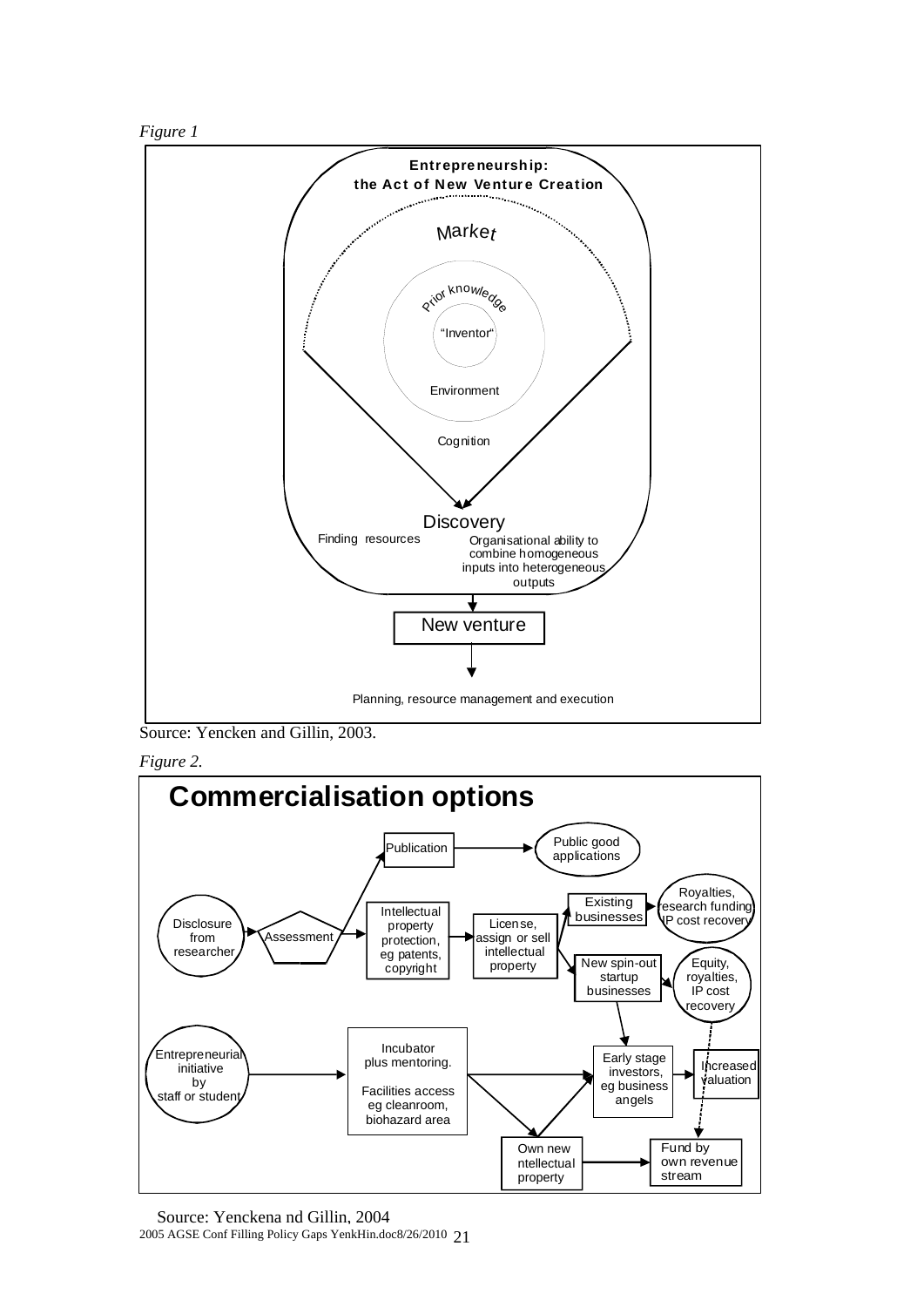*Figure 1*

**Entrepreneurship: the Act of New Venture Creation**

Market

Prior knowledge

"Inventor"

Environment

Cognition

Discovery

Finding resources

Organisational ability to combine homogeneous inputs into heterogeneous outputs

New venture

Planning, resource management and execution

Source: Yencken and Gillin, 2003.

*Figure 2.*

**Commercialisation options**

Disclosure from researcher → Assessment → Publication → Public good applications

Assessment → Intellectual property protection, eg patents, copyright → License, assign or sell intellectual property → Existing businesses → Royalties, research funding, IP cost recovery

License, assign or sell intellectual property → New spin-out startup businesses → Equity, royalties, IP cost recovery

New spin-out startup businesses → Early stage investors, eg business angels → Increased valuation

Entrepreneurial initiative by staff or student → Incubator plus mentoring. Facilities access eg cleanroom, biohazard area → Early stage investors, eg business angels

Incubator plus mentoring → Own new ntellectual property → Fund by own revenue stream

Own new ntellectual property → Early stage investors, eg business angels

Equity, royalties, IP cost recovery ⇢ Fund by own revenue stream

Source: Yenckena nd Gillin, 2004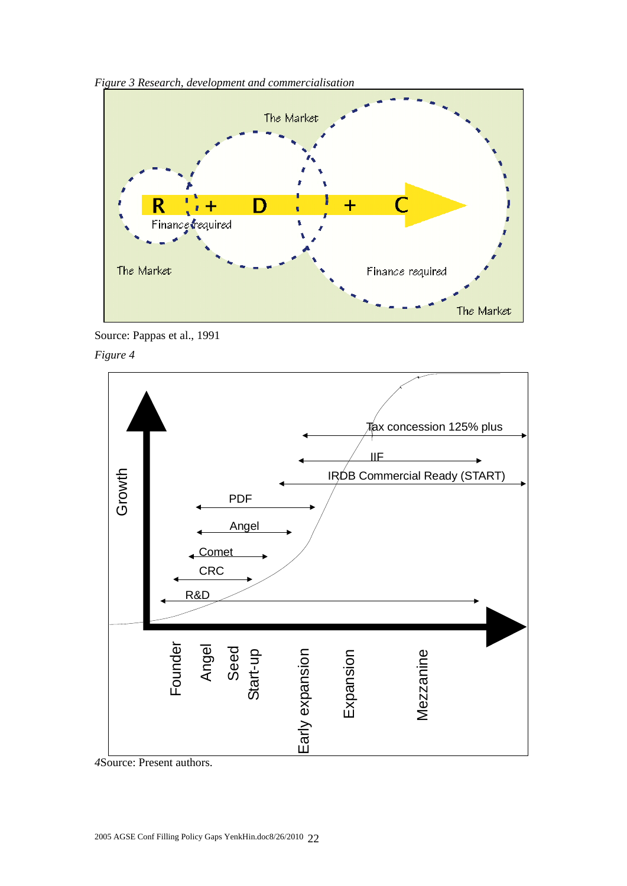*Figure 3 Research, development and commercialisation*

Source: Pappas et al., 1991

*Figure 4*

*4*Source: Present authors.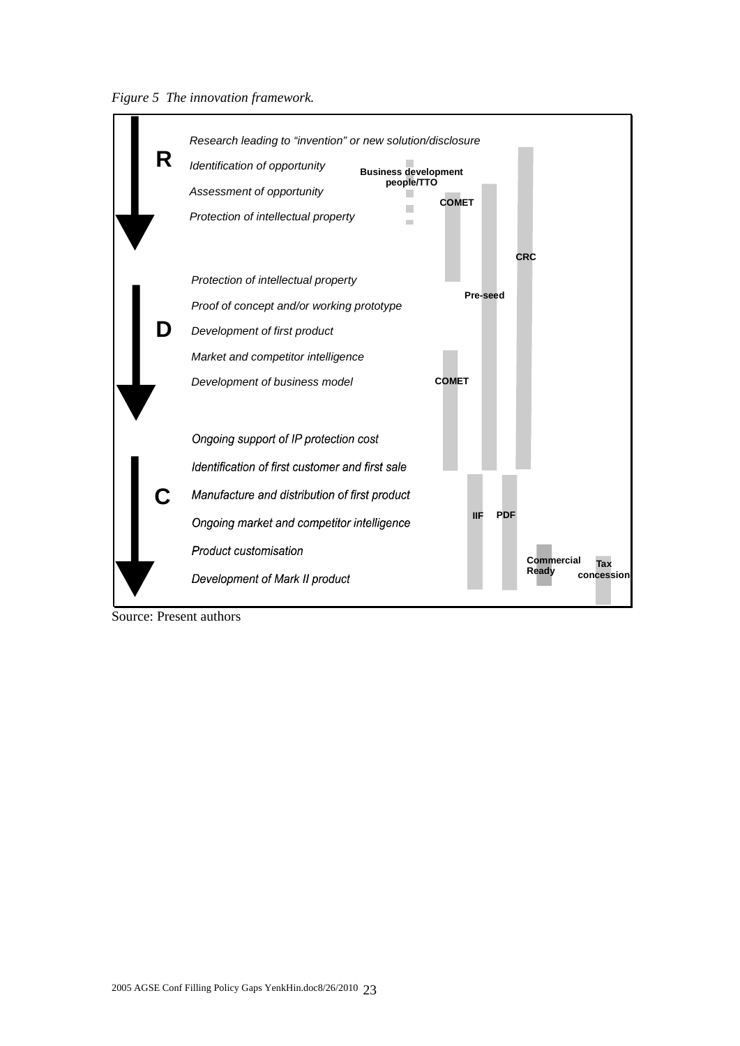*Figure 5  The innovation framework.*

R

*Research leading to "invention" or new solution/disclosure*

*Identification of opportunity*

*Assessment of opportunity*

*Protection of intellectual property*

D

*Protection of intellectual property*

*Proof of concept and/or working prototype*

*Development of first product*

*Market and competitor intelligence*

*Development of business model*

C

*Ongoing support of IP protection cost*

*Identification of first customer and first sale*

*Manufacture and distribution of first product*

*Ongoing market and competitor intelligence*

*Product customisation*

*Development of Mark II product*

**Business development people/TTO**

**COMET**

**CRC**

**Pre-seed**

**COMET**

**IIF**

**PDF**

**Commercial Ready**

**Tax concession**

Source: Present authors